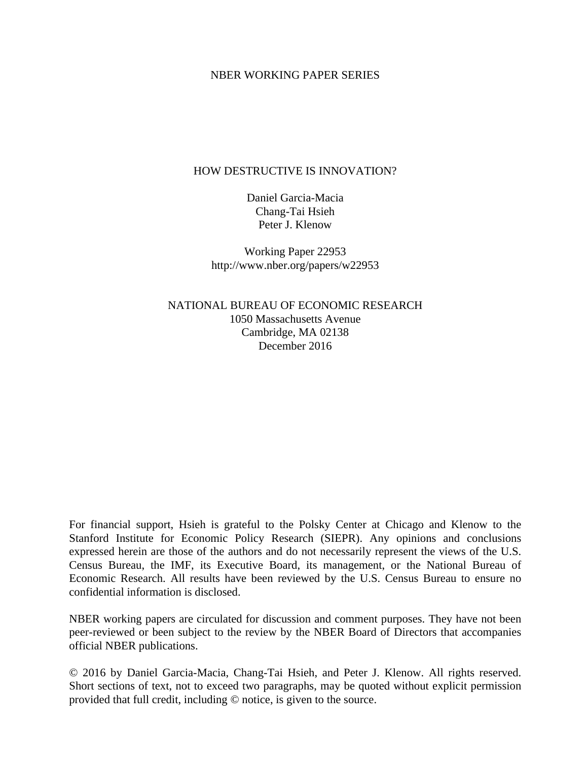NBER WORKING PAPER SERIES

# HOW DESTRUCTIVE IS INNOVATION?

Daniel Garcia-Macia
Chang-Tai Hsieh
Peter J. Klenow

Working Paper 22953
http://www.nber.org/papers/w22953

NATIONAL BUREAU OF ECONOMIC RESEARCH
1050 Massachusetts Avenue
Cambridge, MA 02138
December 2016

For financial support, Hsieh is grateful to the Polsky Center at Chicago and Klenow to the Stanford Institute for Economic Policy Research (SIEPR). Any opinions and conclusions expressed herein are those of the authors and do not necessarily represent the views of the U.S. Census Bureau, the IMF, its Executive Board, its management, or the National Bureau of Economic Research. All results have been reviewed by the U.S. Census Bureau to ensure no confidential information is disclosed.

NBER working papers are circulated for discussion and comment purposes. They have not been peer-reviewed or been subject to the review by the NBER Board of Directors that accompanies official NBER publications.

© 2016 by Daniel Garcia-Macia, Chang-Tai Hsieh, and Peter J. Klenow. All rights reserved. Short sections of text, not to exceed two paragraphs, may be quoted without explicit permission provided that full credit, including © notice, is given to the source.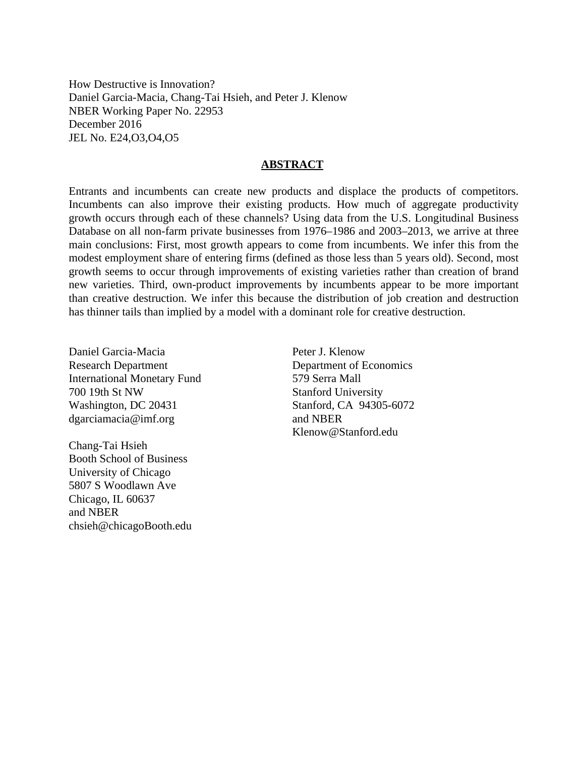How Destructive is Innovation?
Daniel Garcia-Macia, Chang-Tai Hsieh, and Peter J. Klenow
NBER Working Paper No. 22953
December 2016
JEL No. E24,O3,O4,O5

## ABSTRACT

Entrants and incumbents can create new products and displace the products of competitors. Incumbents can also improve their existing products. How much of aggregate productivity growth occurs through each of these channels? Using data from the U.S. Longitudinal Business Database on all non-farm private businesses from 1976–1986 and 2003–2013, we arrive at three main conclusions: First, most growth appears to come from incumbents. We infer this from the modest employment share of entering firms (defined as those less than 5 years old). Second, most growth seems to occur through improvements of existing varieties rather than creation of brand new varieties. Third, own-product improvements by incumbents appear to be more important than creative destruction. We infer this because the distribution of job creation and destruction has thinner tails than implied by a model with a dominant role for creative destruction.

Daniel Garcia-Macia
Research Department
International Monetary Fund
700 19th St NW
Washington, DC 20431
dgarciamacia@imf.org

Chang-Tai Hsieh
Booth School of Business
University of Chicago
5807 S Woodlawn Ave
Chicago, IL 60637
and NBER
chsieh@chicagoBooth.edu

Peter J. Klenow
Department of Economics
579 Serra Mall
Stanford University
Stanford, CA 94305-6072
and NBER
Klenow@Stanford.edu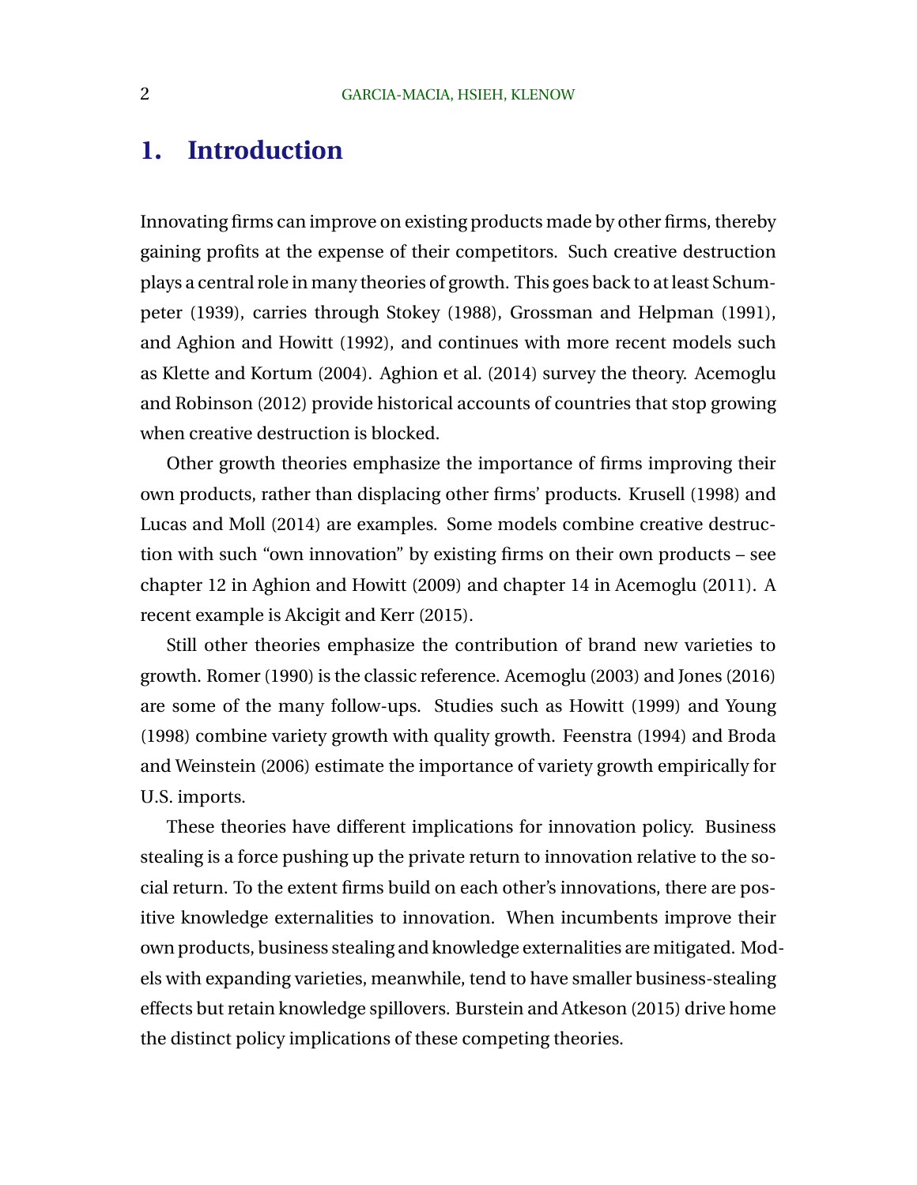# 1. Introduction

Innovating firms can improve on existing products made by other firms, thereby gaining profits at the expense of their competitors. Such creative destruction plays a central role in many theories of growth. This goes back to at least Schumpeter (1939), carries through Stokey (1988), Grossman and Helpman (1991), and Aghion and Howitt (1992), and continues with more recent models such as Klette and Kortum (2004). Aghion et al. (2014) survey the theory. Acemoglu and Robinson (2012) provide historical accounts of countries that stop growing when creative destruction is blocked.

Other growth theories emphasize the importance of firms improving their own products, rather than displacing other firms' products. Krusell (1998) and Lucas and Moll (2014) are examples. Some models combine creative destruction with such "own innovation" by existing firms on their own products – see chapter 12 in Aghion and Howitt (2009) and chapter 14 in Acemoglu (2011). A recent example is Akcigit and Kerr (2015).

Still other theories emphasize the contribution of brand new varieties to growth. Romer (1990) is the classic reference. Acemoglu (2003) and Jones (2016) are some of the many follow-ups. Studies such as Howitt (1999) and Young (1998) combine variety growth with quality growth. Feenstra (1994) and Broda and Weinstein (2006) estimate the importance of variety growth empirically for U.S. imports.

These theories have different implications for innovation policy. Business stealing is a force pushing up the private return to innovation relative to the social return. To the extent firms build on each other's innovations, there are positive knowledge externalities to innovation. When incumbents improve their own products, business stealing and knowledge externalities are mitigated. Models with expanding varieties, meanwhile, tend to have smaller business-stealing effects but retain knowledge spillovers. Burstein and Atkeson (2015) drive home the distinct policy implications of these competing theories.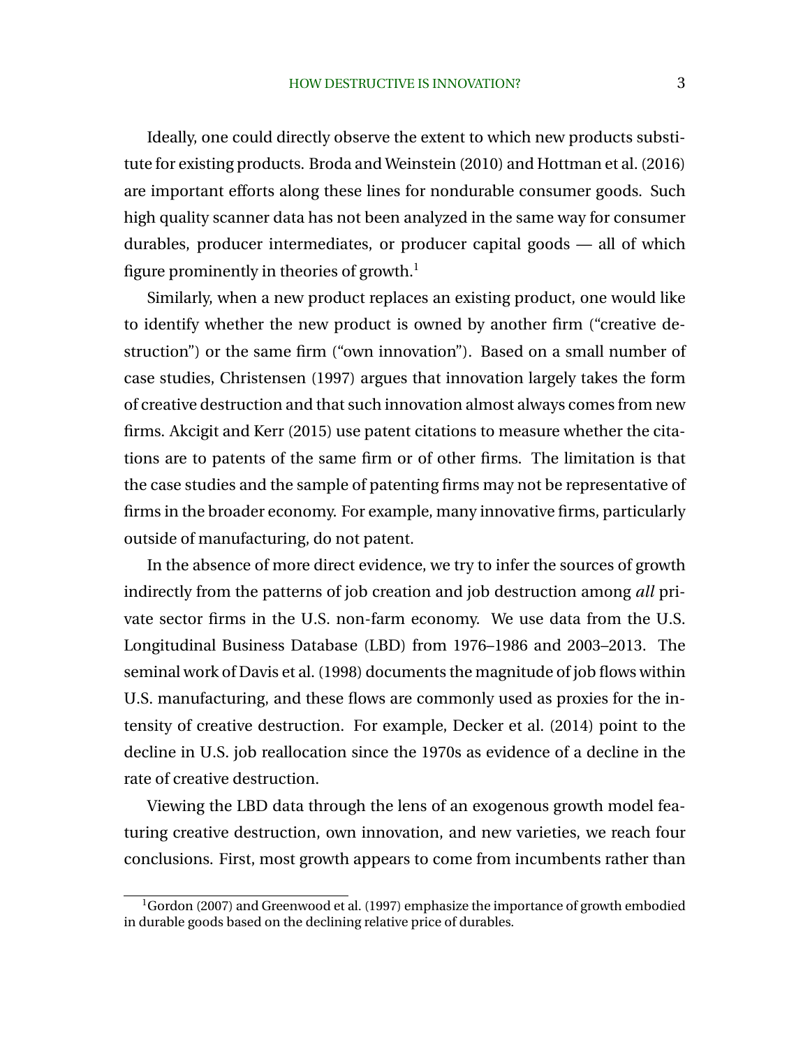Ideally, one could directly observe the extent to which new products substitute for existing products. Broda and Weinstein (2010) and Hottman et al. (2016) are important efforts along these lines for nondurable consumer goods. Such high quality scanner data has not been analyzed in the same way for consumer durables, producer intermediates, or producer capital goods — all of which figure prominently in theories of growth.[1]

Similarly, when a new product replaces an existing product, one would like to identify whether the new product is owned by another firm ("creative destruction") or the same firm ("own innovation"). Based on a small number of case studies, Christensen (1997) argues that innovation largely takes the form of creative destruction and that such innovation almost always comes from new firms. Akcigit and Kerr (2015) use patent citations to measure whether the citations are to patents of the same firm or of other firms. The limitation is that the case studies and the sample of patenting firms may not be representative of firms in the broader economy. For example, many innovative firms, particularly outside of manufacturing, do not patent.

In the absence of more direct evidence, we try to infer the sources of growth indirectly from the patterns of job creation and job destruction among *all* private sector firms in the U.S. non-farm economy. We use data from the U.S. Longitudinal Business Database (LBD) from 1976–1986 and 2003–2013. The seminal work of Davis et al. (1998) documents the magnitude of job flows within U.S. manufacturing, and these flows are commonly used as proxies for the intensity of creative destruction. For example, Decker et al. (2014) point to the decline in U.S. job reallocation since the 1970s as evidence of a decline in the rate of creative destruction.

Viewing the LBD data through the lens of an exogenous growth model featuring creative destruction, own innovation, and new varieties, we reach four conclusions. First, most growth appears to come from incumbents rather than

[1] Gordon (2007) and Greenwood et al. (1997) emphasize the importance of growth embodied in durable goods based on the declining relative price of durables.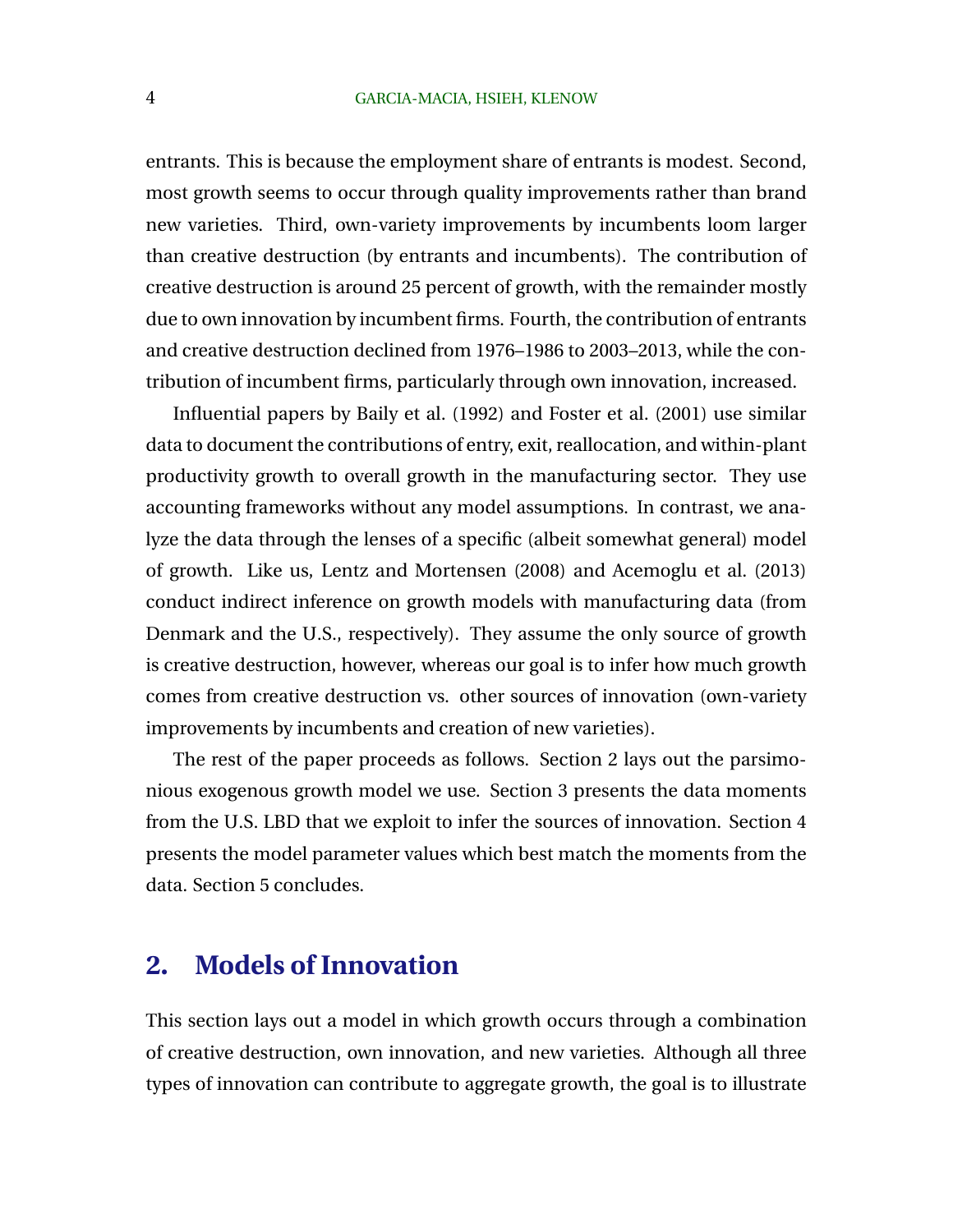entrants. This is because the employment share of entrants is modest. Second, most growth seems to occur through quality improvements rather than brand new varieties. Third, own-variety improvements by incumbents loom larger than creative destruction (by entrants and incumbents). The contribution of creative destruction is around 25 percent of growth, with the remainder mostly due to own innovation by incumbent firms. Fourth, the contribution of entrants and creative destruction declined from 1976–1986 to 2003–2013, while the contribution of incumbent firms, particularly through own innovation, increased.

Influential papers by Baily et al. (1992) and Foster et al. (2001) use similar data to document the contributions of entry, exit, reallocation, and within-plant productivity growth to overall growth in the manufacturing sector. They use accounting frameworks without any model assumptions. In contrast, we analyze the data through the lenses of a specific (albeit somewhat general) model of growth. Like us, Lentz and Mortensen (2008) and Acemoglu et al. (2013) conduct indirect inference on growth models with manufacturing data (from Denmark and the U.S., respectively). They assume the only source of growth is creative destruction, however, whereas our goal is to infer how much growth comes from creative destruction vs. other sources of innovation (own-variety improvements by incumbents and creation of new varieties).

The rest of the paper proceeds as follows. Section 2 lays out the parsimonious exogenous growth model we use. Section 3 presents the data moments from the U.S. LBD that we exploit to infer the sources of innovation. Section 4 presents the model parameter values which best match the moments from the data. Section 5 concludes.

## 2. Models of Innovation

This section lays out a model in which growth occurs through a combination of creative destruction, own innovation, and new varieties. Although all three types of innovation can contribute to aggregate growth, the goal is to illustrate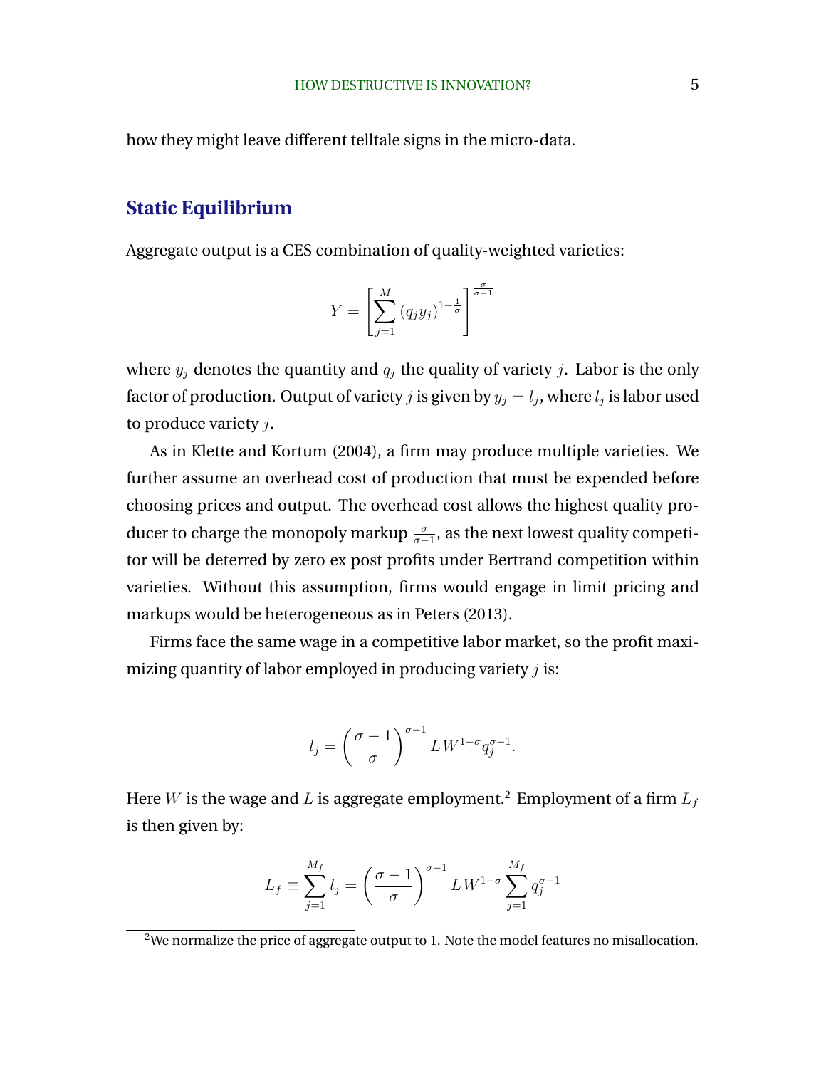how they might leave different telltale signs in the micro-data.

## Static Equilibrium

Aggregate output is a CES combination of quality-weighted varieties:

$$Y = \left[\sum_{j=1}^{M} (q_j y_j)^{1-\frac{1}{\sigma}}\right]^{\frac{\sigma}{\sigma-1}}$$

where $y_j$ denotes the quantity and $q_j$ the quality of variety $j$. Labor is the only factor of production. Output of variety $j$ is given by $y_j = l_j$, where $l_j$ is labor used to produce variety $j$.

As in Klette and Kortum (2004), a firm may produce multiple varieties. We further assume an overhead cost of production that must be expended before choosing prices and output. The overhead cost allows the highest quality producer to charge the monopoly markup $\frac{\sigma}{\sigma-1}$, as the next lowest quality competitor will be deterred by zero ex post profits under Bertrand competition within varieties. Without this assumption, firms would engage in limit pricing and markups would be heterogeneous as in Peters (2013).

Firms face the same wage in a competitive labor market, so the profit maximizing quantity of labor employed in producing variety $j$ is:

$$l_j = \left(\frac{\sigma-1}{\sigma}\right)^{\sigma-1} L W^{1-\sigma} q_j^{\sigma-1}.$$

Here $W$ is the wage and $L$ is aggregate employment.[2] Employment of a firm $L_f$ is then given by:

$$L_f \equiv \sum_{j=1}^{M_f} l_j = \left(\frac{\sigma-1}{\sigma}\right)^{\sigma-1} L W^{1-\sigma} \sum_{j=1}^{M_f} q_j^{\sigma-1}$$

[2] We normalize the price of aggregate output to 1. Note the model features no misallocation.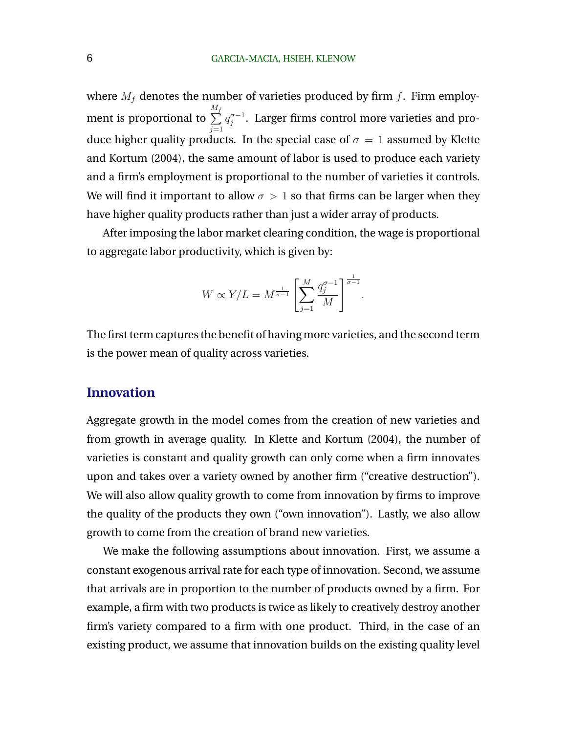where $M_f$ denotes the number of varieties produced by firm $f$. Firm employment is proportional to $\sum_{j=1}^{M_f} q_j^{\sigma-1}$. Larger firms control more varieties and produce higher quality products. In the special case of $\sigma = 1$ assumed by Klette and Kortum (2004), the same amount of labor is used to produce each variety and a firm's employment is proportional to the number of varieties it controls. We will find it important to allow $\sigma > 1$ so that firms can be larger when they have higher quality products rather than just a wider array of products.

After imposing the labor market clearing condition, the wage is proportional to aggregate labor productivity, which is given by:

$$W \propto Y/L = M^{\frac{1}{\sigma-1}} \left[ \sum_{j=1}^{M} \frac{q_j^{\sigma-1}}{M} \right]^{\frac{1}{\sigma-1}}.$$

The first term captures the benefit of having more varieties, and the second term is the power mean of quality across varieties.

## Innovation

Aggregate growth in the model comes from the creation of new varieties and from growth in average quality. In Klette and Kortum (2004), the number of varieties is constant and quality growth can only come when a firm innovates upon and takes over a variety owned by another firm ("creative destruction"). We will also allow quality growth to come from innovation by firms to improve the quality of the products they own ("own innovation"). Lastly, we also allow growth to come from the creation of brand new varieties.

We make the following assumptions about innovation. First, we assume a constant exogenous arrival rate for each type of innovation. Second, we assume that arrivals are in proportion to the number of products owned by a firm. For example, a firm with two products is twice as likely to creatively destroy another firm's variety compared to a firm with one product. Third, in the case of an existing product, we assume that innovation builds on the existing quality level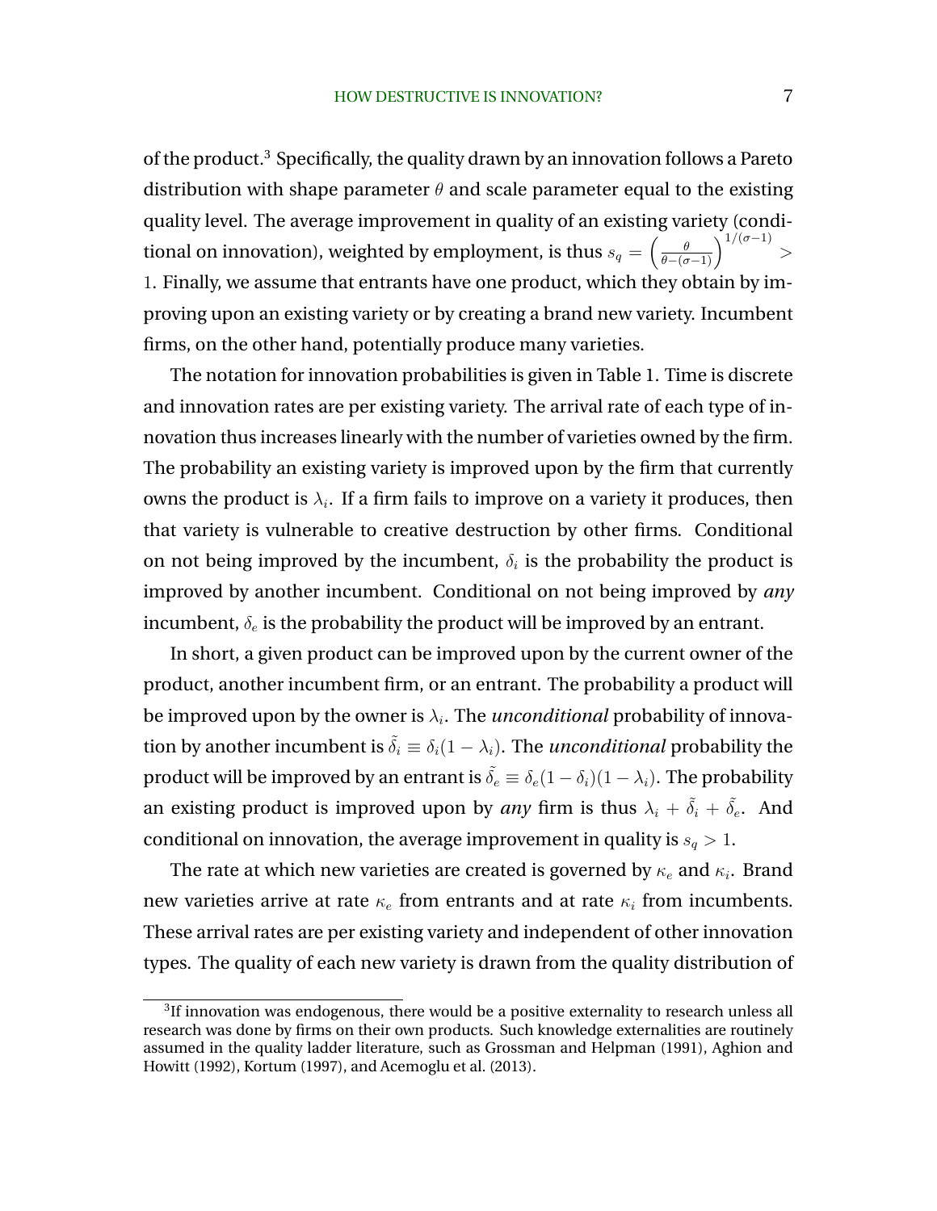of the product.[3] Specifically, the quality drawn by an innovation follows a Pareto distribution with shape parameter $\theta$ and scale parameter equal to the existing quality level. The average improvement in quality of an existing variety (conditional on innovation), weighted by employment, is thus $s_q = \left(\frac{\theta}{\theta-(\sigma-1)}\right)^{1/(\sigma-1)} > 1$. Finally, we assume that entrants have one product, which they obtain by improving upon an existing variety or by creating a brand new variety. Incumbent firms, on the other hand, potentially produce many varieties.

The notation for innovation probabilities is given in Table 1. Time is discrete and innovation rates are per existing variety. The arrival rate of each type of innovation thus increases linearly with the number of varieties owned by the firm. The probability an existing variety is improved upon by the firm that currently owns the product is $\lambda_i$. If a firm fails to improve on a variety it produces, then that variety is vulnerable to creative destruction by other firms. Conditional on not being improved by the incumbent, $\delta_i$ is the probability the product is improved by another incumbent. Conditional on not being improved by *any* incumbent, $\delta_e$ is the probability the product will be improved by an entrant.

In short, a given product can be improved upon by the current owner of the product, another incumbent firm, or an entrant. The probability a product will be improved upon by the owner is $\lambda_i$. The *unconditional* probability of innovation by another incumbent is $\tilde{\delta}_i \equiv \delta_i(1-\lambda_i)$. The *unconditional* probability the product will be improved by an entrant is $\tilde{\delta}_e \equiv \delta_e(1-\delta_i)(1-\lambda_i)$. The probability an existing product is improved upon by *any* firm is thus $\lambda_i + \tilde{\delta}_i + \tilde{\delta}_e$. And conditional on innovation, the average improvement in quality is $s_q > 1$.

The rate at which new varieties are created is governed by $\kappa_e$ and $\kappa_i$. Brand new varieties arrive at rate $\kappa_e$ from entrants and at rate $\kappa_i$ from incumbents. These arrival rates are per existing variety and independent of other innovation types. The quality of each new variety is drawn from the quality distribution of

[3] If innovation was endogenous, there would be a positive externality to research unless all research was done by firms on their own products. Such knowledge externalities are routinely assumed in the quality ladder literature, such as Grossman and Helpman (1991), Aghion and Howitt (1992), Kortum (1997), and Acemoglu et al. (2013).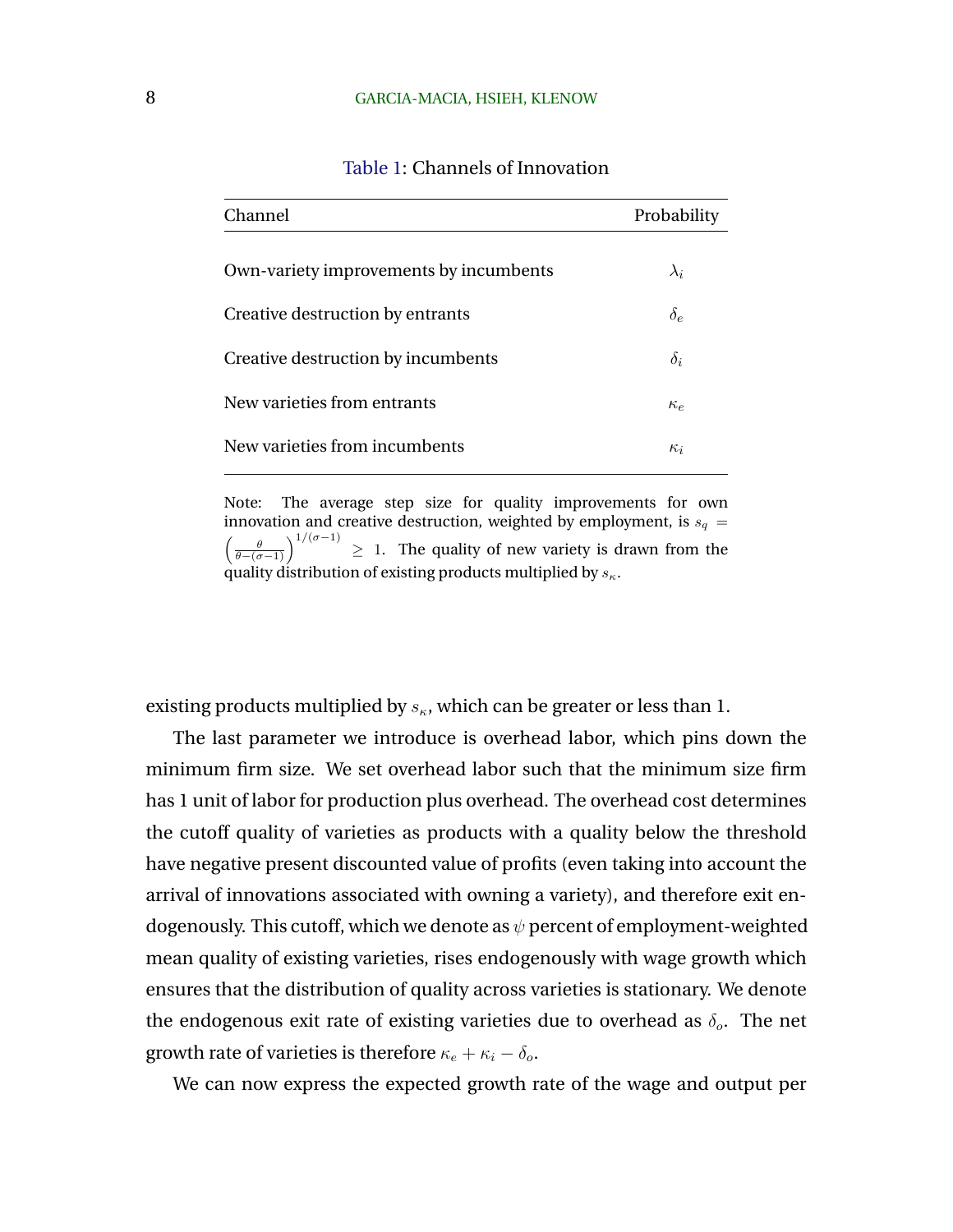Table 1: Channels of Innovation

| Channel | Probability |
|---|---|
| Own-variety improvements by incumbents | $\lambda_i$ |
| Creative destruction by entrants | $\delta_e$ |
| Creative destruction by incumbents | $\delta_i$ |
| New varieties from entrants | $\kappa_e$ |
| New varieties from incumbents | $\kappa_i$ |

Note: The average step size for quality improvements for own innovation and creative destruction, weighted by employment, is $s_q = \left(\frac{\theta}{\theta-(\sigma-1)}\right)^{1/(\sigma-1)} \geq 1$. The quality of new variety is drawn from the quality distribution of existing products multiplied by $s_\kappa$.

existing products multiplied by $s_\kappa$, which can be greater or less than 1.

The last parameter we introduce is overhead labor, which pins down the minimum firm size. We set overhead labor such that the minimum size firm has 1 unit of labor for production plus overhead. The overhead cost determines the cutoff quality of varieties as products with a quality below the threshold have negative present discounted value of profits (even taking into account the arrival of innovations associated with owning a variety), and therefore exit endogenously. This cutoff, which we denote as $\psi$ percent of employment-weighted mean quality of existing varieties, rises endogenously with wage growth which ensures that the distribution of quality across varieties is stationary. We denote the endogenous exit rate of existing varieties due to overhead as $\delta_o$. The net growth rate of varieties is therefore $\kappa_e + \kappa_i - \delta_o$.

We can now express the expected growth rate of the wage and output per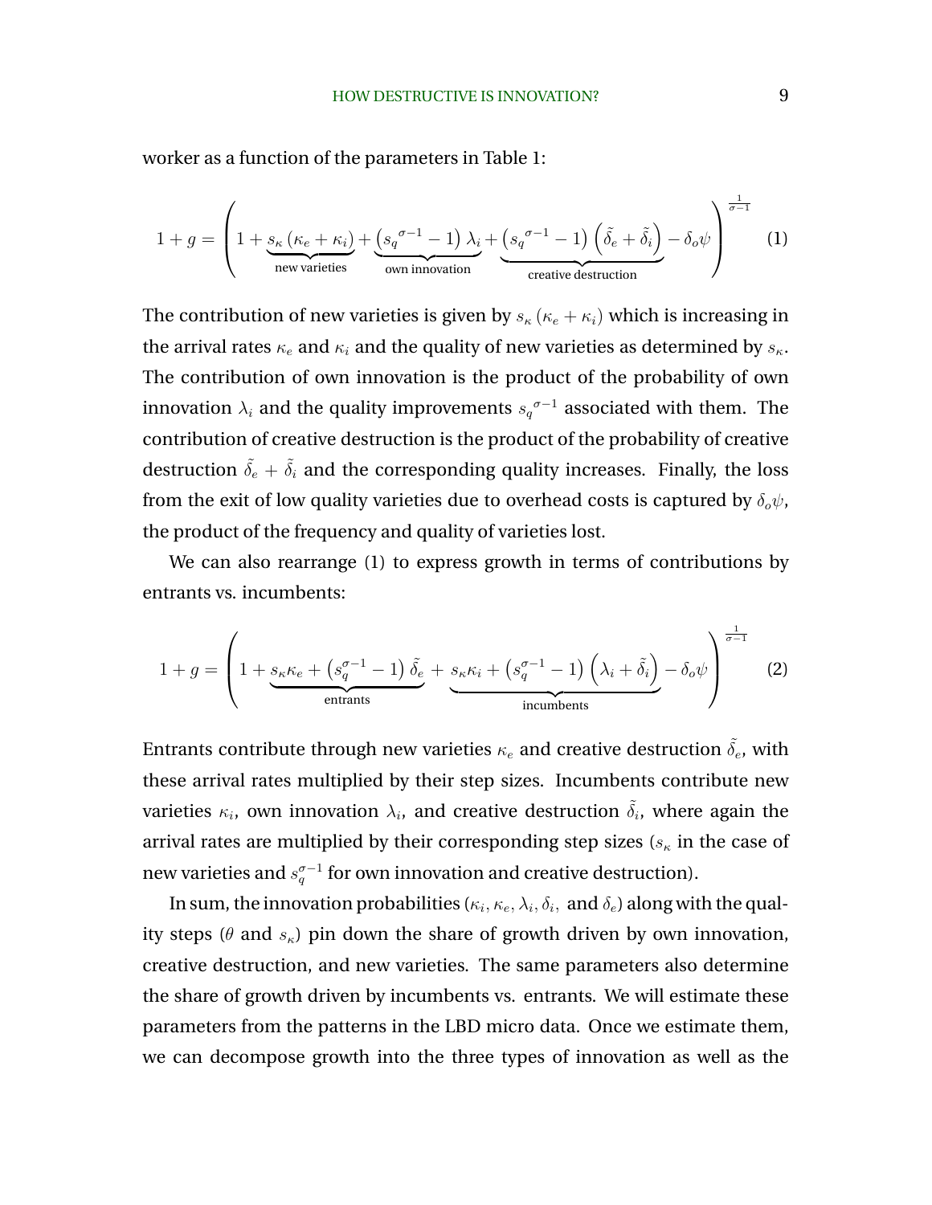worker as a function of the parameters in Table 1:

$$1+g=\left(1+\underbrace{s_{\kappa}\left(\kappa_e+\kappa_i\right)}_{\text{new varieties}}+\underbrace{\left({s_q}^{\sigma-1}-1\right)\lambda_i}_{\text{own innovation}}+\underbrace{\left({s_q}^{\sigma-1}-1\right)\left(\tilde{\delta}_e+\tilde{\delta}_i\right)}_{\text{creative destruction}}-\delta_o\psi\right)^{\frac{1}{\sigma-1}} \tag{1}$$

The contribution of new varieties is given by $s_{\kappa}\left(\kappa_e+\kappa_i\right)$ which is increasing in the arrival rates $\kappa_e$ and $\kappa_i$ and the quality of new varieties as determined by $s_{\kappa}$. The contribution of own innovation is the product of the probability of own innovation $\lambda_i$ and the quality improvements ${s_q}^{\sigma-1}$ associated with them. The contribution of creative destruction is the product of the probability of creative destruction $\tilde{\delta}_e+\tilde{\delta}_i$ and the corresponding quality increases. Finally, the loss from the exit of low quality varieties due to overhead costs is captured by $\delta_o\psi$, the product of the frequency and quality of varieties lost.

We can also rearrange (1) to express growth in terms of contributions by entrants vs. incumbents:

$$1+g=\left(1+\underbrace{s_{\kappa}\kappa_e+\left(s_q^{\sigma-1}-1\right)\tilde{\delta}_e}_{\text{entrants}}+\underbrace{s_{\kappa}\kappa_i+\left(s_q^{\sigma-1}-1\right)\left(\lambda_i+\tilde{\delta}_i\right)}_{\text{incumbents}}-\delta_o\psi\right)^{\frac{1}{\sigma-1}} \tag{2}$$

Entrants contribute through new varieties $\kappa_e$ and creative destruction $\tilde{\delta}_e$, with these arrival rates multiplied by their step sizes. Incumbents contribute new varieties $\kappa_i$, own innovation $\lambda_i$, and creative destruction $\tilde{\delta}_i$, where again the arrival rates are multiplied by their corresponding step sizes ($s_{\kappa}$ in the case of new varieties and $s_q^{\sigma-1}$ for own innovation and creative destruction).

In sum, the innovation probabilities ($\kappa_i, \kappa_e, \lambda_i, \delta_i,$ and $\delta_e$) along with the quality steps ($\theta$ and $s_{\kappa}$) pin down the share of growth driven by own innovation, creative destruction, and new varieties. The same parameters also determine the share of growth driven by incumbents vs. entrants. We will estimate these parameters from the patterns in the LBD micro data. Once we estimate them, we can decompose growth into the three types of innovation as well as the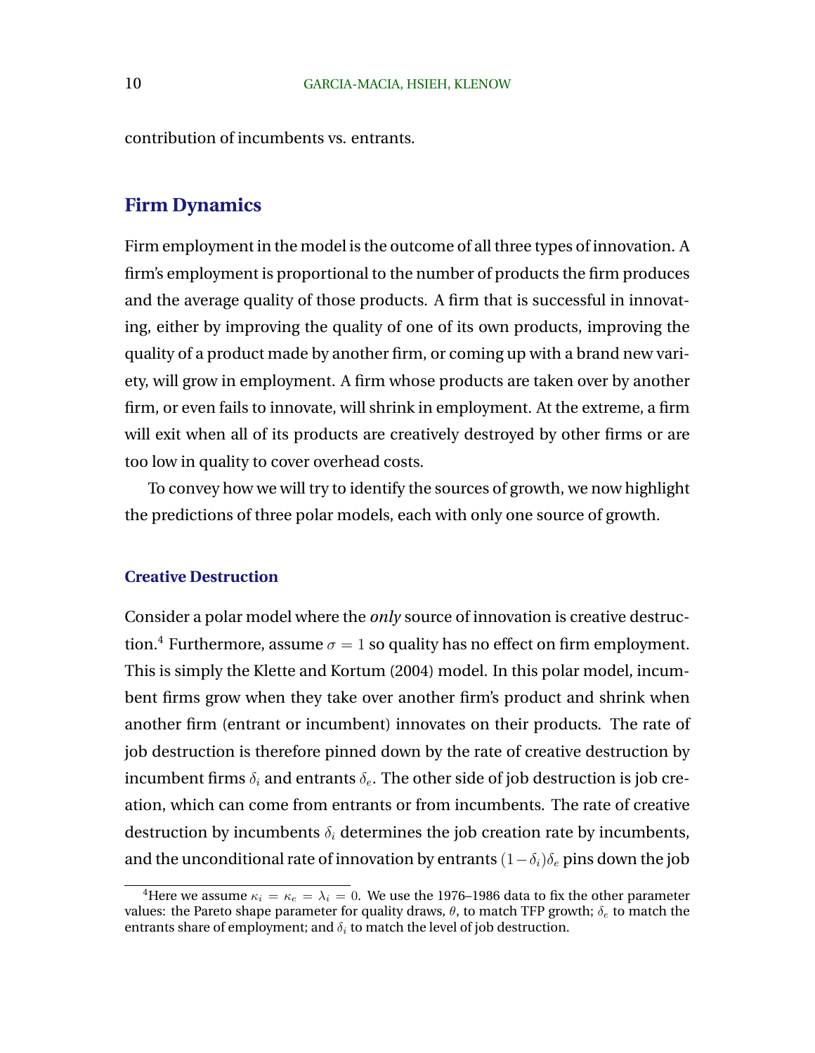contribution of incumbents vs. entrants.

## Firm Dynamics

Firm employment in the model is the outcome of all three types of innovation. A firm's employment is proportional to the number of products the firm produces and the average quality of those products. A firm that is successful in innovating, either by improving the quality of one of its own products, improving the quality of a product made by another firm, or coming up with a brand new variety, will grow in employment. A firm whose products are taken over by another firm, or even fails to innovate, will shrink in employment. At the extreme, a firm will exit when all of its products are creatively destroyed by other firms or are too low in quality to cover overhead costs.

To convey how we will try to identify the sources of growth, we now highlight the predictions of three polar models, each with only one source of growth.

### Creative Destruction

Consider a polar model where the *only* source of innovation is creative destruction.[4] Furthermore, assume $\sigma = 1$ so quality has no effect on firm employment. This is simply the Klette and Kortum (2004) model. In this polar model, incumbent firms grow when they take over another firm's product and shrink when another firm (entrant or incumbent) innovates on their products. The rate of job destruction is therefore pinned down by the rate of creative destruction by incumbent firms $\delta_i$ and entrants $\delta_e$. The other side of job destruction is job creation, which can come from entrants or from incumbents. The rate of creative destruction by incumbents $\delta_i$ determines the job creation rate by incumbents, and the unconditional rate of innovation by entrants $(1-\delta_i)\delta_e$ pins down the job

[4] Here we assume $\kappa_i = \kappa_e = \lambda_i = 0$. We use the 1976–1986 data to fix the other parameter values: the Pareto shape parameter for quality draws, $\theta$, to match TFP growth; $\delta_e$ to match the entrants share of employment; and $\delta_i$ to match the level of job destruction.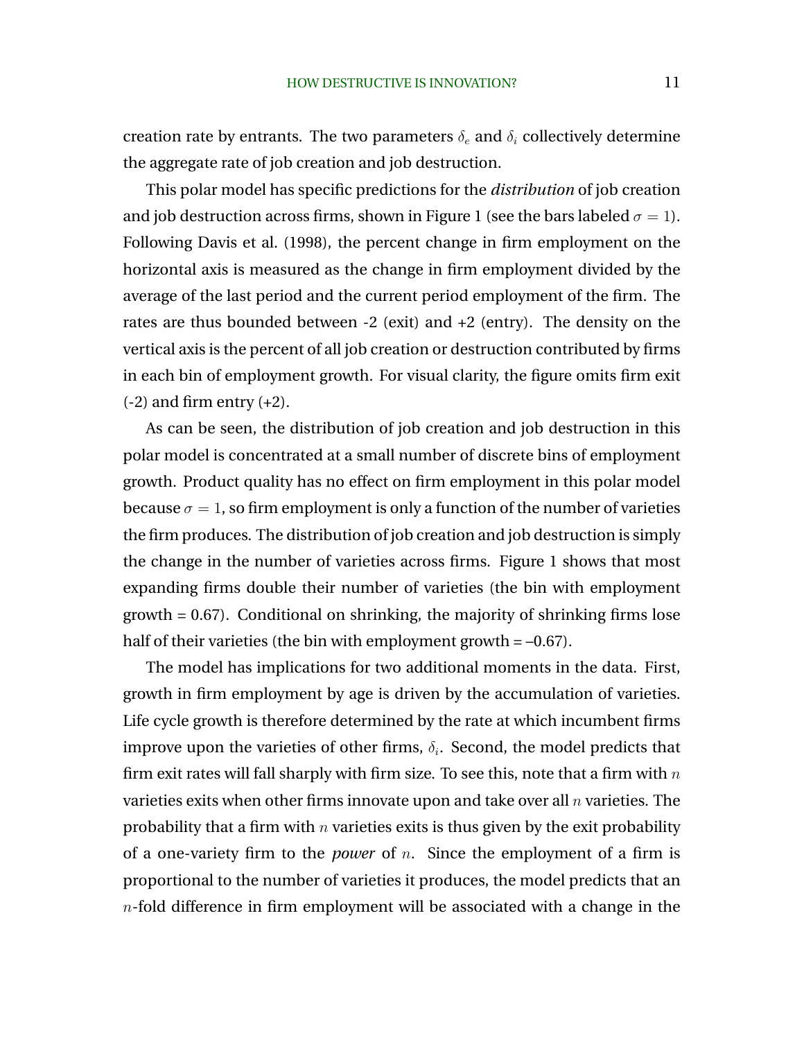creation rate by entrants. The two parameters $\delta_e$ and $\delta_i$ collectively determine the aggregate rate of job creation and job destruction.

This polar model has specific predictions for the *distribution* of job creation and job destruction across firms, shown in Figure 1 (see the bars labeled $\sigma = 1$). Following Davis et al. (1998), the percent change in firm employment on the horizontal axis is measured as the change in firm employment divided by the average of the last period and the current period employment of the firm. The rates are thus bounded between -2 (exit) and +2 (entry). The density on the vertical axis is the percent of all job creation or destruction contributed by firms in each bin of employment growth. For visual clarity, the figure omits firm exit (-2) and firm entry (+2).

As can be seen, the distribution of job creation and job destruction in this polar model is concentrated at a small number of discrete bins of employment growth. Product quality has no effect on firm employment in this polar model because $\sigma = 1$, so firm employment is only a function of the number of varieties the firm produces. The distribution of job creation and job destruction is simply the change in the number of varieties across firms. Figure 1 shows that most expanding firms double their number of varieties (the bin with employment growth = 0.67). Conditional on shrinking, the majority of shrinking firms lose half of their varieties (the bin with employment growth = –0.67).

The model has implications for two additional moments in the data. First, growth in firm employment by age is driven by the accumulation of varieties. Life cycle growth is therefore determined by the rate at which incumbent firms improve upon the varieties of other firms, $\delta_i$. Second, the model predicts that firm exit rates will fall sharply with firm size. To see this, note that a firm with $n$ varieties exits when other firms innovate upon and take over all $n$ varieties. The probability that a firm with $n$ varieties exits is thus given by the exit probability of a one-variety firm to the *power* of $n$. Since the employment of a firm is proportional to the number of varieties it produces, the model predicts that an $n$-fold difference in firm employment will be associated with a change in the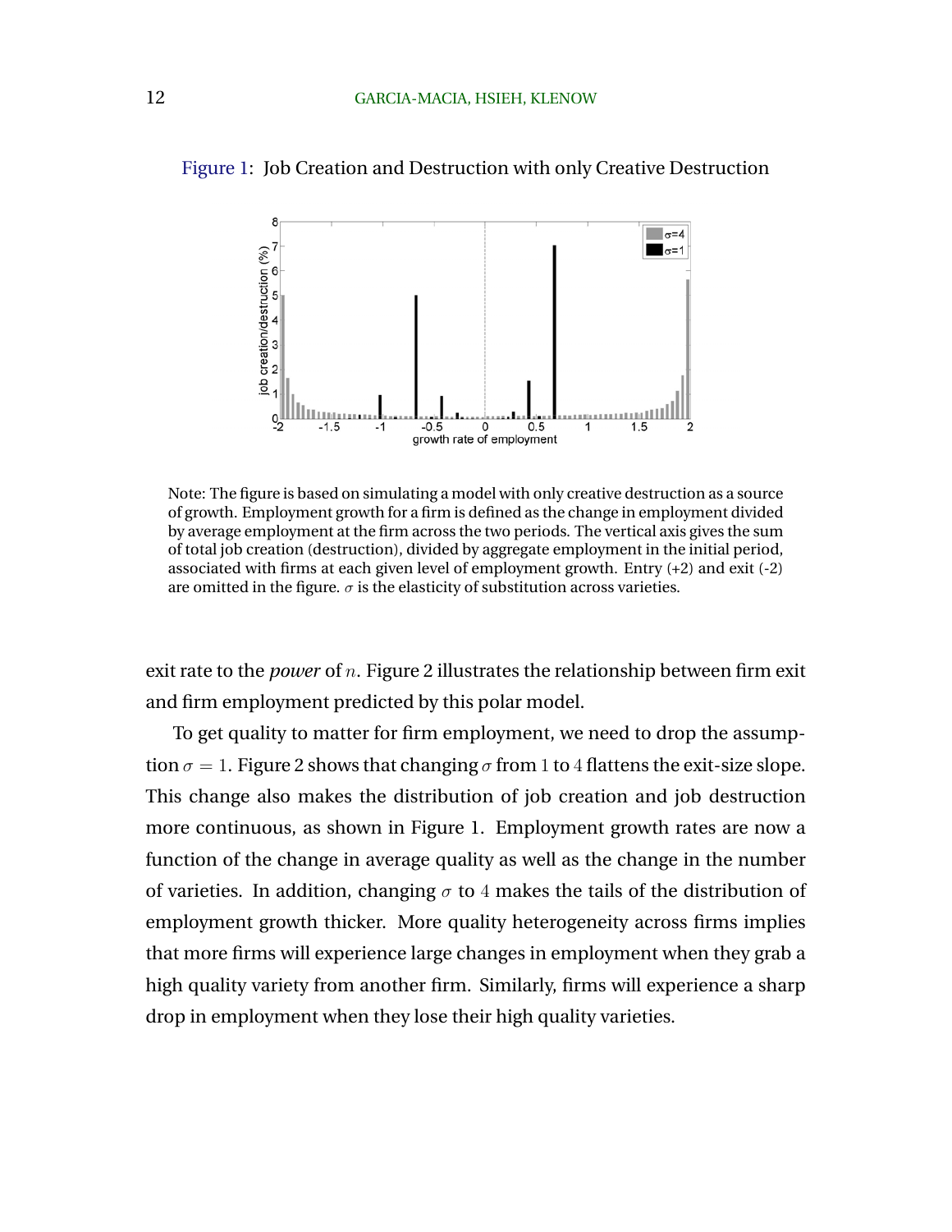Figure 1: Job Creation and Destruction with only Creative Destruction

Note: The figure is based on simulating a model with only creative destruction as a source of growth. Employment growth for a firm is defined as the change in employment divided by average employment at the firm across the two periods. The vertical axis gives the sum of total job creation (destruction), divided by aggregate employment in the initial period, associated with firms at each given level of employment growth. Entry (+2) and exit (-2) are omitted in the figure. $\sigma$ is the elasticity of substitution across varieties.

exit rate to the *power* of $n$. Figure 2 illustrates the relationship between firm exit and firm employment predicted by this polar model.

To get quality to matter for firm employment, we need to drop the assumption $\sigma = 1$. Figure 2 shows that changing $\sigma$ from $1$ to $4$ flattens the exit-size slope. This change also makes the distribution of job creation and job destruction more continuous, as shown in Figure 1. Employment growth rates are now a function of the change in average quality as well as the change in the number of varieties. In addition, changing $\sigma$ to $4$ makes the tails of the distribution of employment growth thicker. More quality heterogeneity across firms implies that more firms will experience large changes in employment when they grab a high quality variety from another firm. Similarly, firms will experience a sharp drop in employment when they lose their high quality varieties.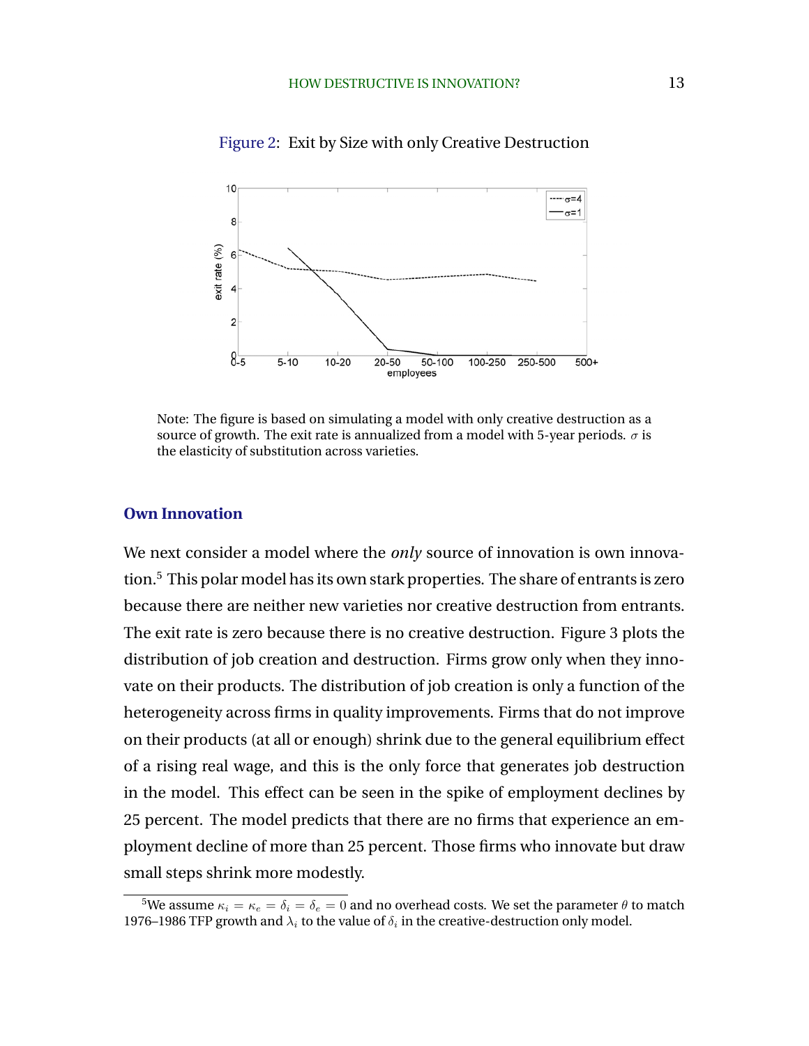Figure 2: Exit by Size with only Creative Destruction

Note: The figure is based on simulating a model with only creative destruction as a source of growth. The exit rate is annualized from a model with 5-year periods. $\sigma$ is the elasticity of substitution across varieties.

### Own Innovation

We next consider a model where the *only* source of innovation is own innovation.[5] This polar model has its own stark properties. The share of entrants is zero because there are neither new varieties nor creative destruction from entrants. The exit rate is zero because there is no creative destruction. Figure 3 plots the distribution of job creation and destruction. Firms grow only when they innovate on their products. The distribution of job creation is only a function of the heterogeneity across firms in quality improvements. Firms that do not improve on their products (at all or enough) shrink due to the general equilibrium effect of a rising real wage, and this is the only force that generates job destruction in the model. This effect can be seen in the spike of employment declines by 25 percent. The model predicts that there are no firms that experience an employment decline of more than 25 percent. Those firms who innovate but draw small steps shrink more modestly.

[5]We assume $\kappa_i = \kappa_e = \delta_i = \delta_e = 0$ and no overhead costs. We set the parameter $\theta$ to match 1976–1986 TFP growth and $\lambda_i$ to the value of $\delta_i$ in the creative-destruction only model.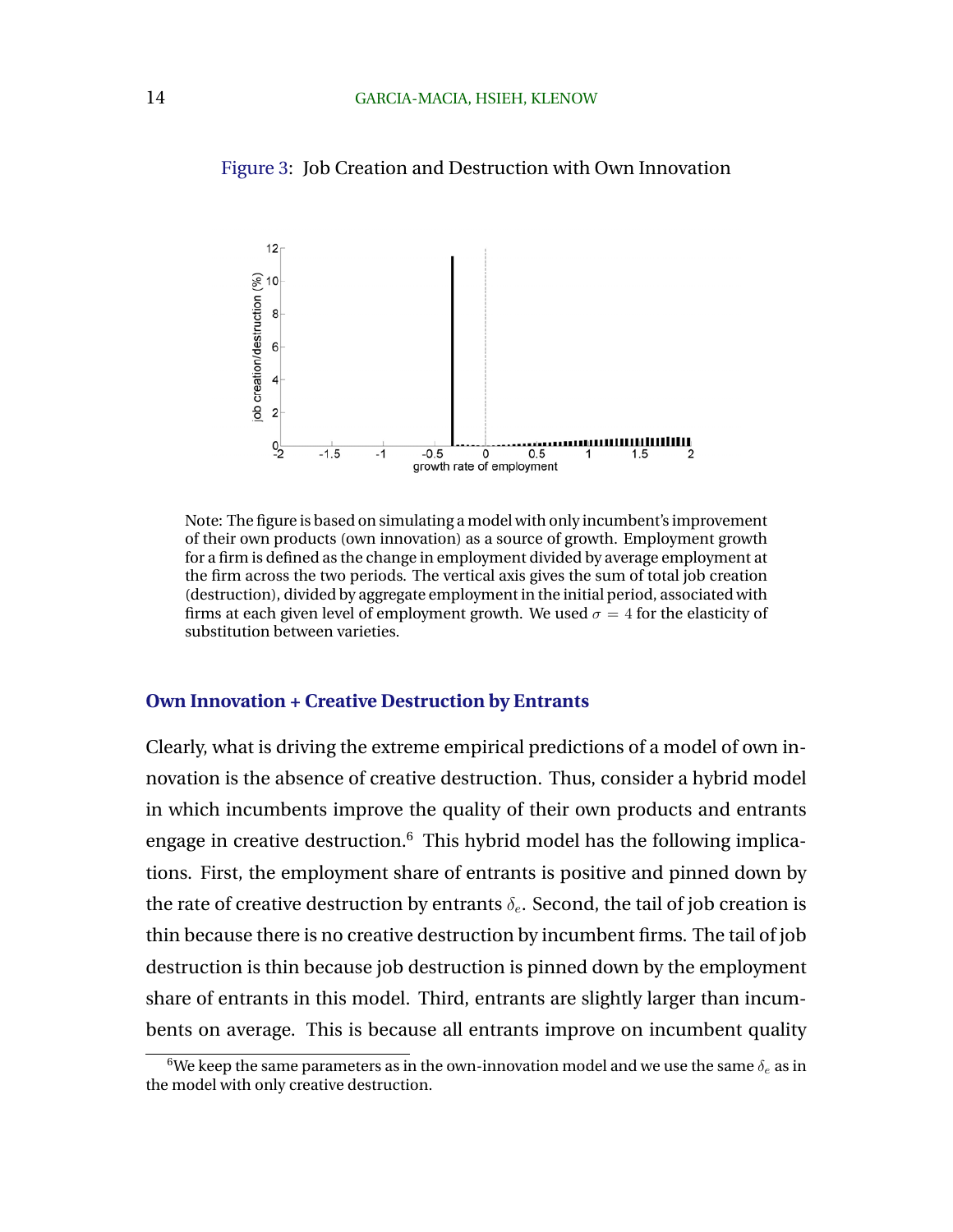Figure 3: Job Creation and Destruction with Own Innovation

Note: The figure is based on simulating a model with only incumbent's improvement of their own products (own innovation) as a source of growth. Employment growth for a firm is defined as the change in employment divided by average employment at the firm across the two periods. The vertical axis gives the sum of total job creation (destruction), divided by aggregate employment in the initial period, associated with firms at each given level of employment growth. We used $\sigma = 4$ for the elasticity of substitution between varieties.

### Own Innovation + Creative Destruction by Entrants

Clearly, what is driving the extreme empirical predictions of a model of own innovation is the absence of creative destruction. Thus, consider a hybrid model in which incumbents improve the quality of their own products and entrants engage in creative destruction.[6] This hybrid model has the following implications. First, the employment share of entrants is positive and pinned down by the rate of creative destruction by entrants $\delta_e$. Second, the tail of job creation is thin because there is no creative destruction by incumbent firms. The tail of job destruction is thin because job destruction is pinned down by the employment share of entrants in this model. Third, entrants are slightly larger than incumbents on average. This is because all entrants improve on incumbent quality

[6] We keep the same parameters as in the own-innovation model and we use the same $\delta_e$ as in the model with only creative destruction.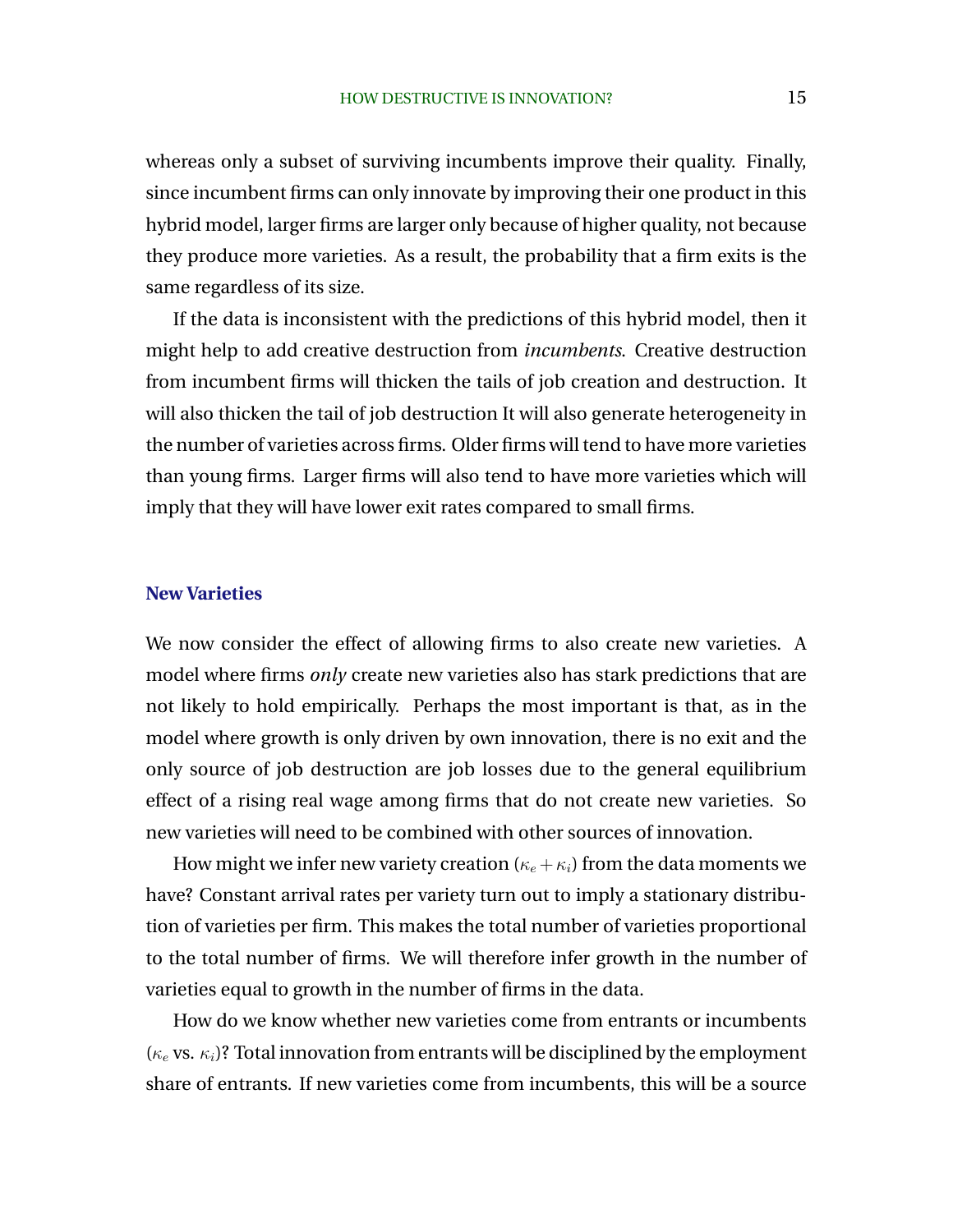whereas only a subset of surviving incumbents improve their quality. Finally, since incumbent firms can only innovate by improving their one product in this hybrid model, larger firms are larger only because of higher quality, not because they produce more varieties. As a result, the probability that a firm exits is the same regardless of its size.

If the data is inconsistent with the predictions of this hybrid model, then it might help to add creative destruction from *incumbents*. Creative destruction from incumbent firms will thicken the tails of job creation and destruction. It will also thicken the tail of job destruction It will also generate heterogeneity in the number of varieties across firms. Older firms will tend to have more varieties than young firms. Larger firms will also tend to have more varieties which will imply that they will have lower exit rates compared to small firms.

### New Varieties

We now consider the effect of allowing firms to also create new varieties. A model where firms *only* create new varieties also has stark predictions that are not likely to hold empirically. Perhaps the most important is that, as in the model where growth is only driven by own innovation, there is no exit and the only source of job destruction are job losses due to the general equilibrium effect of a rising real wage among firms that do not create new varieties. So new varieties will need to be combined with other sources of innovation.

How might we infer new variety creation ($\kappa_e + \kappa_i$) from the data moments we have? Constant arrival rates per variety turn out to imply a stationary distribution of varieties per firm. This makes the total number of varieties proportional to the total number of firms. We will therefore infer growth in the number of varieties equal to growth in the number of firms in the data.

How do we know whether new varieties come from entrants or incumbents ($\kappa_e$ vs. $\kappa_i$)? Total innovation from entrants will be disciplined by the employment share of entrants. If new varieties come from incumbents, this will be a source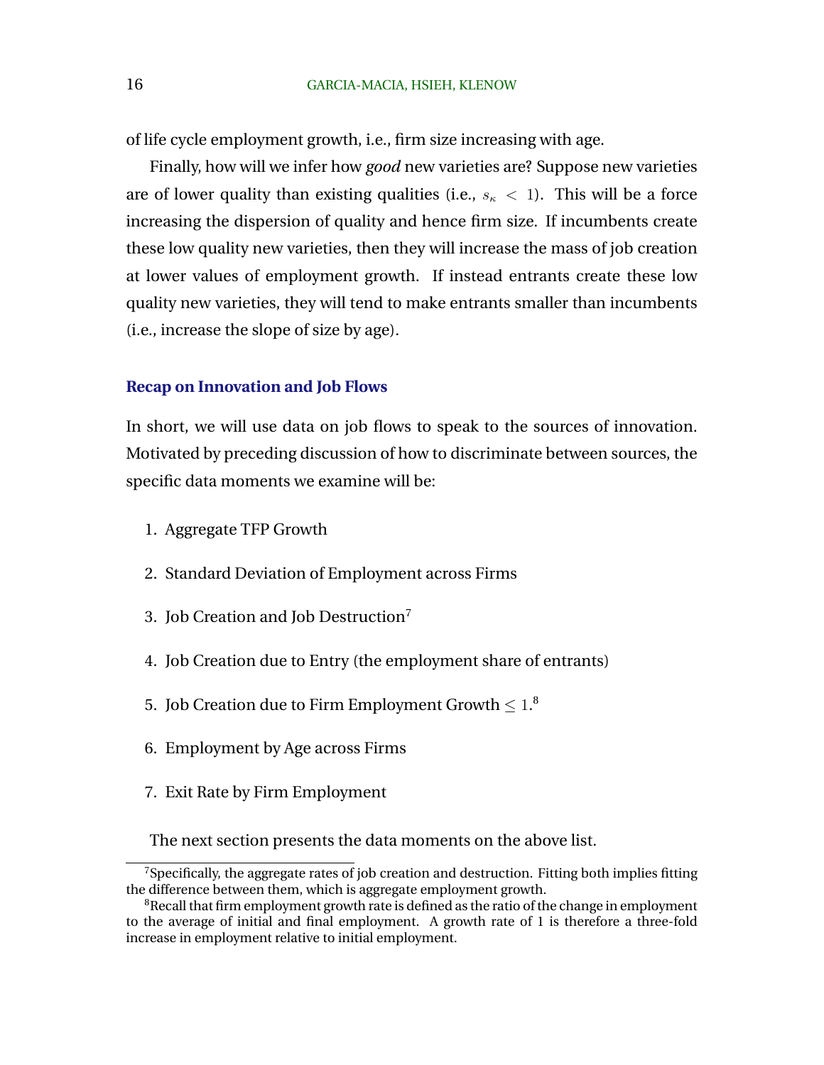of life cycle employment growth, i.e., firm size increasing with age.

Finally, how will we infer how *good* new varieties are? Suppose new varieties are of lower quality than existing qualities (i.e., $s_\kappa < 1$). This will be a force increasing the dispersion of quality and hence firm size. If incumbents create these low quality new varieties, then they will increase the mass of job creation at lower values of employment growth. If instead entrants create these low quality new varieties, they will tend to make entrants smaller than incumbents (i.e., increase the slope of size by age).

### Recap on Innovation and Job Flows

In short, we will use data on job flows to speak to the sources of innovation. Motivated by preceding discussion of how to discriminate between sources, the specific data moments we examine will be:

1. Aggregate TFP Growth
2. Standard Deviation of Employment across Firms
3. Job Creation and Job Destruction[7]
4. Job Creation due to Entry (the employment share of entrants)
5. Job Creation due to Firm Employment Growth $\leq 1$.[8]
6. Employment by Age across Firms
7. Exit Rate by Firm Employment

The next section presents the data moments on the above list.

[7] Specifically, the aggregate rates of job creation and destruction. Fitting both implies fitting the difference between them, which is aggregate employment growth.

[8] Recall that firm employment growth rate is defined as the ratio of the change in employment to the average of initial and final employment. A growth rate of 1 is therefore a three-fold increase in employment relative to initial employment.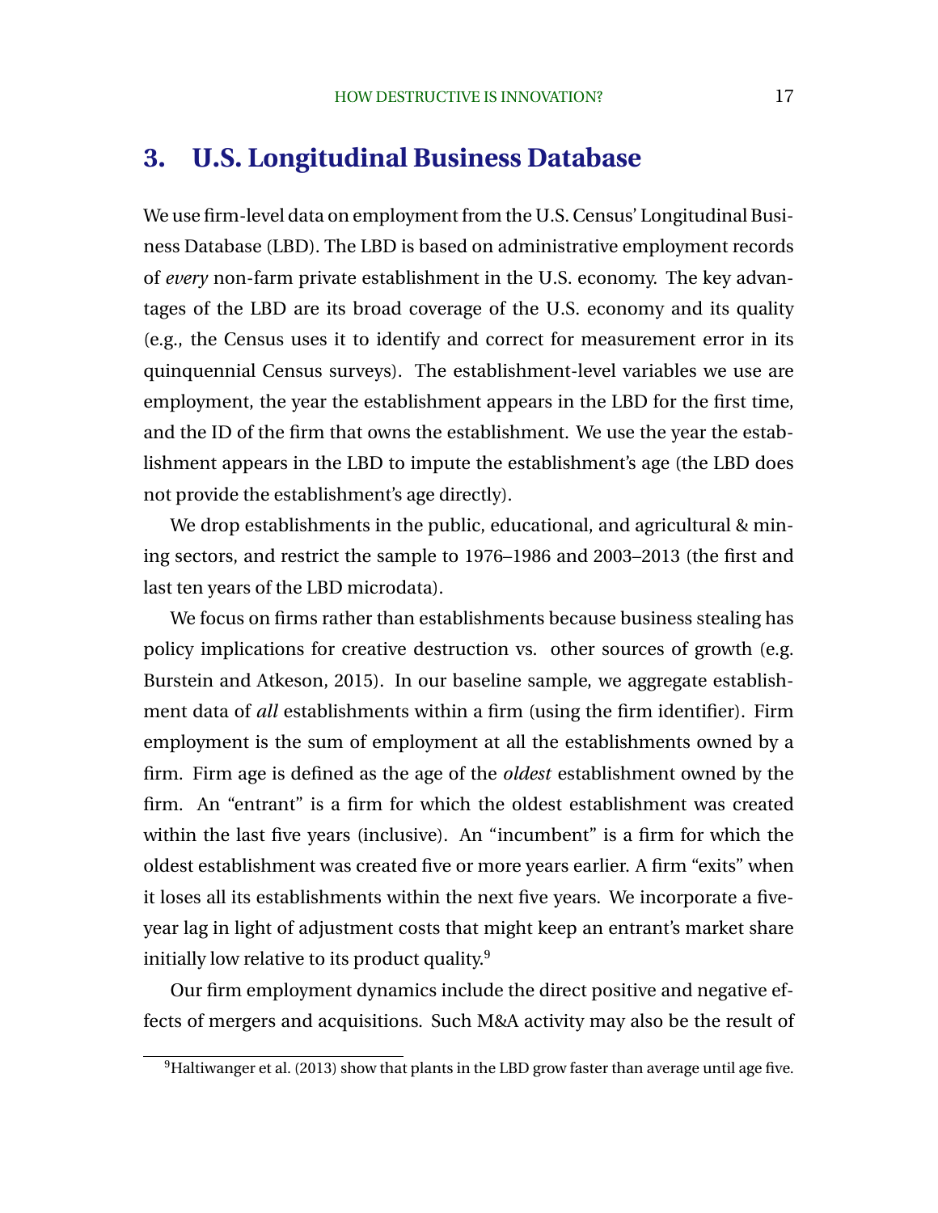## 3. U.S. Longitudinal Business Database

We use firm-level data on employment from the U.S. Census' Longitudinal Business Database (LBD). The LBD is based on administrative employment records of *every* non-farm private establishment in the U.S. economy. The key advantages of the LBD are its broad coverage of the U.S. economy and its quality (e.g., the Census uses it to identify and correct for measurement error in its quinquennial Census surveys). The establishment-level variables we use are employment, the year the establishment appears in the LBD for the first time, and the ID of the firm that owns the establishment. We use the year the establishment appears in the LBD to impute the establishment's age (the LBD does not provide the establishment's age directly).

We drop establishments in the public, educational, and agricultural & mining sectors, and restrict the sample to 1976–1986 and 2003–2013 (the first and last ten years of the LBD microdata).

We focus on firms rather than establishments because business stealing has policy implications for creative destruction vs. other sources of growth (e.g. Burstein and Atkeson, 2015). In our baseline sample, we aggregate establishment data of *all* establishments within a firm (using the firm identifier). Firm employment is the sum of employment at all the establishments owned by a firm. Firm age is defined as the age of the *oldest* establishment owned by the firm. An "entrant" is a firm for which the oldest establishment was created within the last five years (inclusive). An "incumbent" is a firm for which the oldest establishment was created five or more years earlier. A firm "exits" when it loses all its establishments within the next five years. We incorporate a five-year lag in light of adjustment costs that might keep an entrant's market share initially low relative to its product quality.[9]

Our firm employment dynamics include the direct positive and negative effects of mergers and acquisitions. Such M&A activity may also be the result of

[9] Haltiwanger et al. (2013) show that plants in the LBD grow faster than average until age five.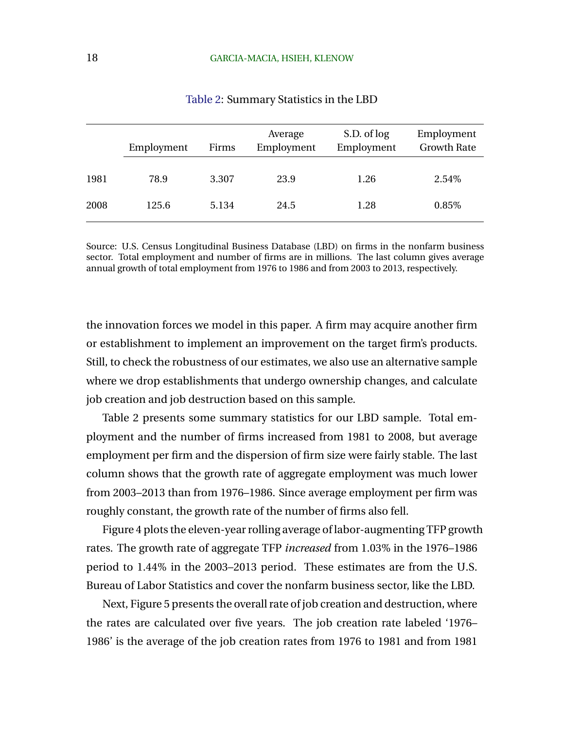Table 2: Summary Statistics in the LBD

| | Employment | Firms | Average Employment | S.D. of log Employment | Employment Growth Rate |
|---|---|---|---|---|---|
| 1981 | 78.9 | 3.307 | 23.9 | 1.26 | 2.54% |
| 2008 | 125.6 | 5.134 | 24.5 | 1.28 | 0.85% |

Source: U.S. Census Longitudinal Business Database (LBD) on firms in the nonfarm business sector. Total employment and number of firms are in millions. The last column gives average annual growth of total employment from 1976 to 1986 and from 2003 to 2013, respectively.

the innovation forces we model in this paper. A firm may acquire another firm or establishment to implement an improvement on the target firm's products. Still, to check the robustness of our estimates, we also use an alternative sample where we drop establishments that undergo ownership changes, and calculate job creation and job destruction based on this sample.

Table 2 presents some summary statistics for our LBD sample. Total employment and the number of firms increased from 1981 to 2008, but average employment per firm and the dispersion of firm size were fairly stable. The last column shows that the growth rate of aggregate employment was much lower from 2003–2013 than from 1976–1986. Since average employment per firm was roughly constant, the growth rate of the number of firms also fell.

Figure 4 plots the eleven-year rolling average of labor-augmenting TFP growth rates. The growth rate of aggregate TFP *increased* from 1.03% in the 1976–1986 period to 1.44% in the 2003–2013 period. These estimates are from the U.S. Bureau of Labor Statistics and cover the nonfarm business sector, like the LBD.

Next, Figure 5 presents the overall rate of job creation and destruction, where the rates are calculated over five years. The job creation rate labeled '1976–1986' is the average of the job creation rates from 1976 to 1981 and from 1981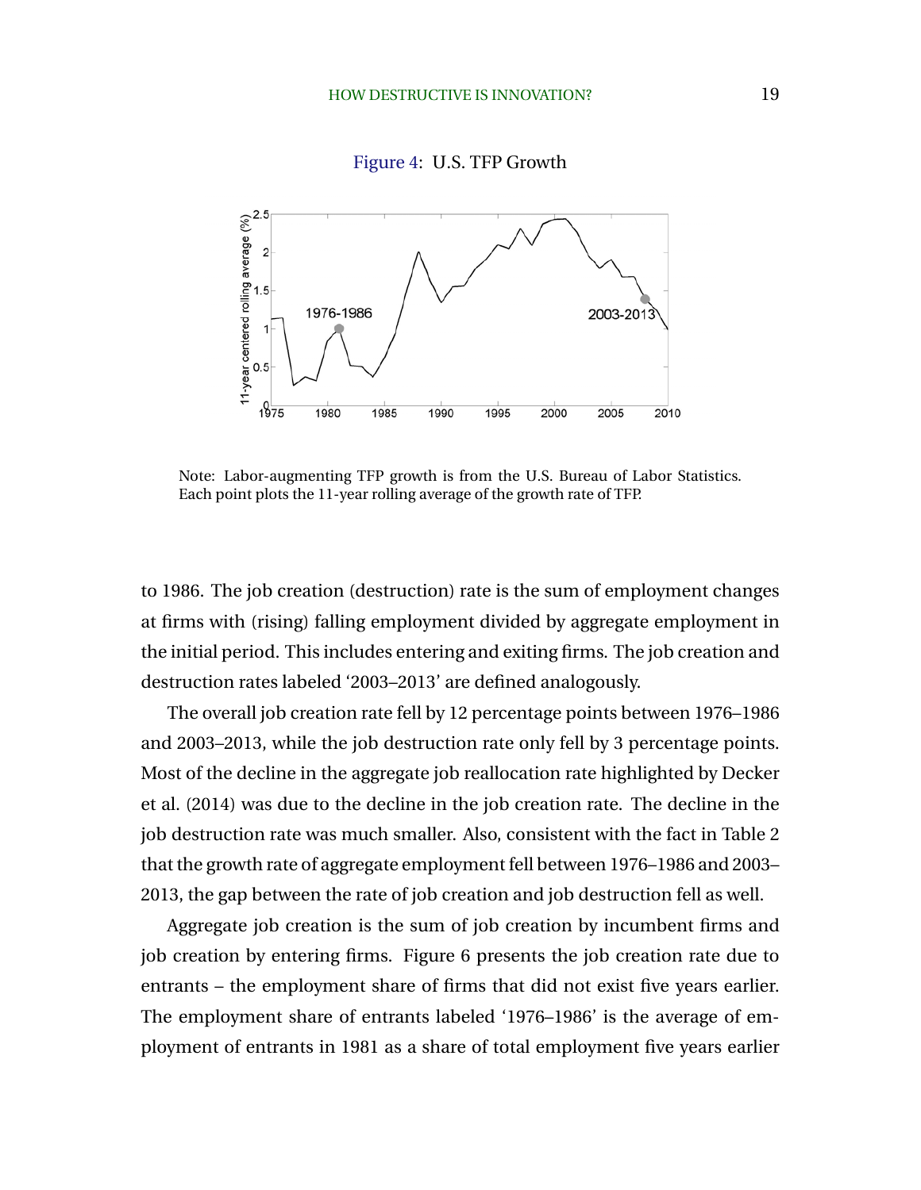Figure 4: U.S. TFP Growth

Note: Labor-augmenting TFP growth is from the U.S. Bureau of Labor Statistics. Each point plots the 11-year rolling average of the growth rate of TFP.

to 1986. The job creation (destruction) rate is the sum of employment changes at firms with (rising) falling employment divided by aggregate employment in the initial period. This includes entering and exiting firms. The job creation and destruction rates labeled '2003–2013' are defined analogously.

The overall job creation rate fell by 12 percentage points between 1976–1986 and 2003–2013, while the job destruction rate only fell by 3 percentage points. Most of the decline in the aggregate job reallocation rate highlighted by Decker et al. (2014) was due to the decline in the job creation rate. The decline in the job destruction rate was much smaller. Also, consistent with the fact in Table 2 that the growth rate of aggregate employment fell between 1976–1986 and 2003–2013, the gap between the rate of job creation and job destruction fell as well.

Aggregate job creation is the sum of job creation by incumbent firms and job creation by entering firms. Figure 6 presents the job creation rate due to entrants – the employment share of firms that did not exist five years earlier. The employment share of entrants labeled '1976–1986' is the average of employment of entrants in 1981 as a share of total employment five years earlier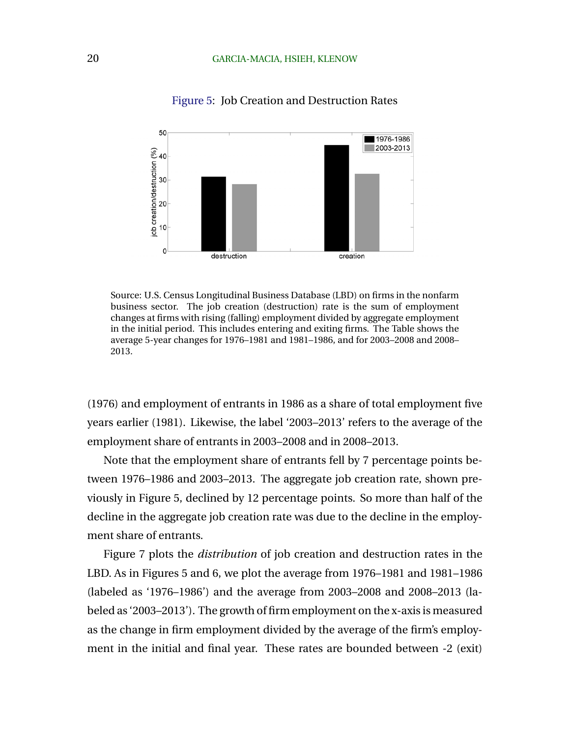Figure 5: Job Creation and Destruction Rates

Source: U.S. Census Longitudinal Business Database (LBD) on firms in the nonfarm business sector. The job creation (destruction) rate is the sum of employment changes at firms with rising (falling) employment divided by aggregate employment in the initial period. This includes entering and exiting firms. The Table shows the average 5-year changes for 1976–1981 and 1981–1986, and for 2003–2008 and 2008–2013.

(1976) and employment of entrants in 1986 as a share of total employment five years earlier (1981). Likewise, the label '2003–2013' refers to the average of the employment share of entrants in 2003–2008 and in 2008–2013.

Note that the employment share of entrants fell by 7 percentage points between 1976–1986 and 2003–2013. The aggregate job creation rate, shown previously in Figure 5, declined by 12 percentage points. So more than half of the decline in the aggregate job creation rate was due to the decline in the employment share of entrants.

Figure 7 plots the *distribution* of job creation and destruction rates in the LBD. As in Figures 5 and 6, we plot the average from 1976–1981 and 1981–1986 (labeled as '1976–1986') and the average from 2003–2008 and 2008–2013 (labeled as '2003–2013'). The growth of firm employment on the x-axis is measured as the change in firm employment divided by the average of the firm's employment in the initial and final year. These rates are bounded between -2 (exit)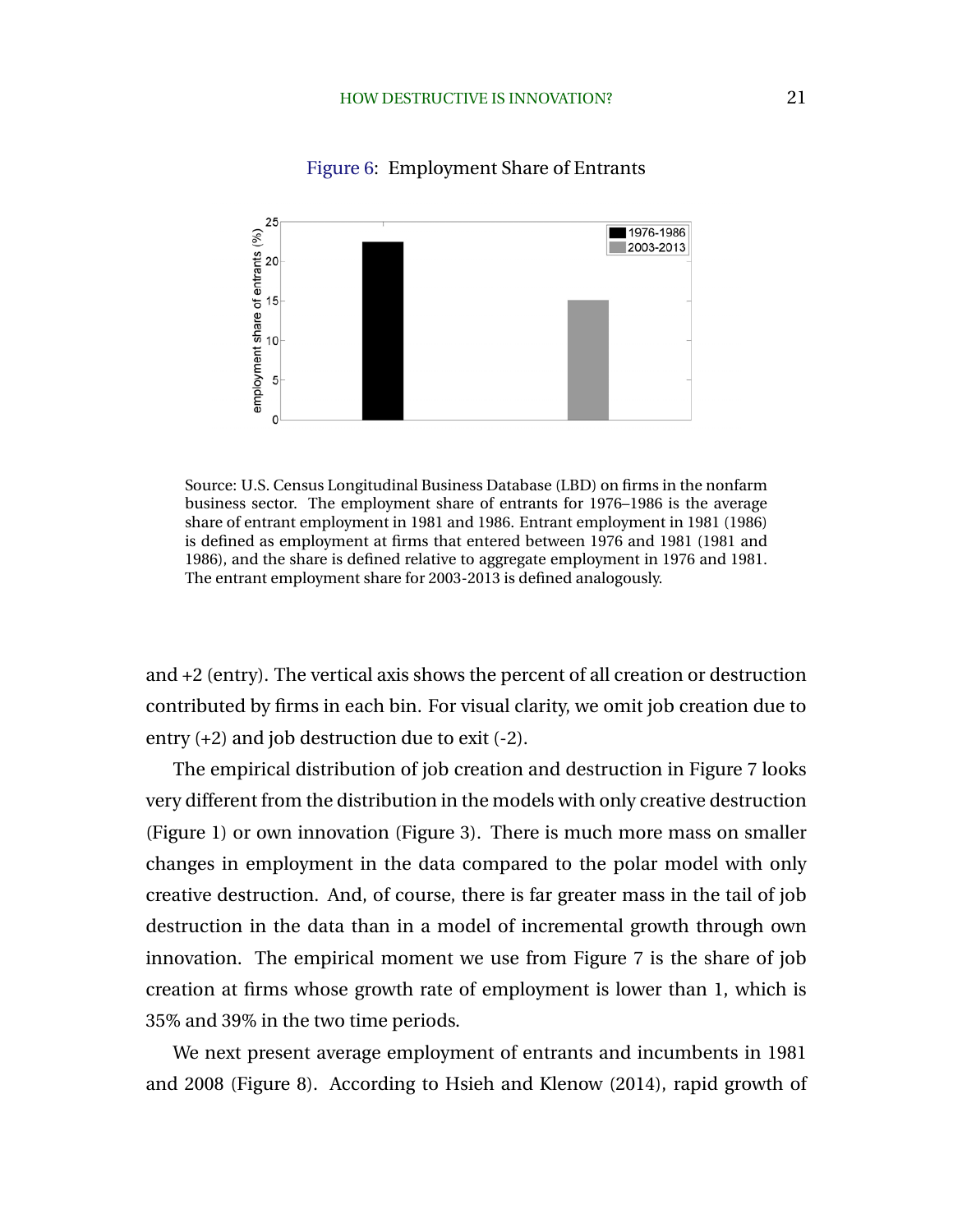Figure 6: Employment Share of Entrants

Source: U.S. Census Longitudinal Business Database (LBD) on firms in the nonfarm business sector. The employment share of entrants for 1976–1986 is the average share of entrant employment in 1981 and 1986. Entrant employment in 1981 (1986) is defined as employment at firms that entered between 1976 and 1981 (1981 and 1986), and the share is defined relative to aggregate employment in 1976 and 1981. The entrant employment share for 2003-2013 is defined analogously.

and +2 (entry). The vertical axis shows the percent of all creation or destruction contributed by firms in each bin. For visual clarity, we omit job creation due to entry (+2) and job destruction due to exit (-2).

The empirical distribution of job creation and destruction in Figure 7 looks very different from the distribution in the models with only creative destruction (Figure 1) or own innovation (Figure 3). There is much more mass on smaller changes in employment in the data compared to the polar model with only creative destruction. And, of course, there is far greater mass in the tail of job destruction in the data than in a model of incremental growth through own innovation. The empirical moment we use from Figure 7 is the share of job creation at firms whose growth rate of employment is lower than 1, which is 35% and 39% in the two time periods.

We next present average employment of entrants and incumbents in 1981 and 2008 (Figure 8). According to Hsieh and Klenow (2014), rapid growth of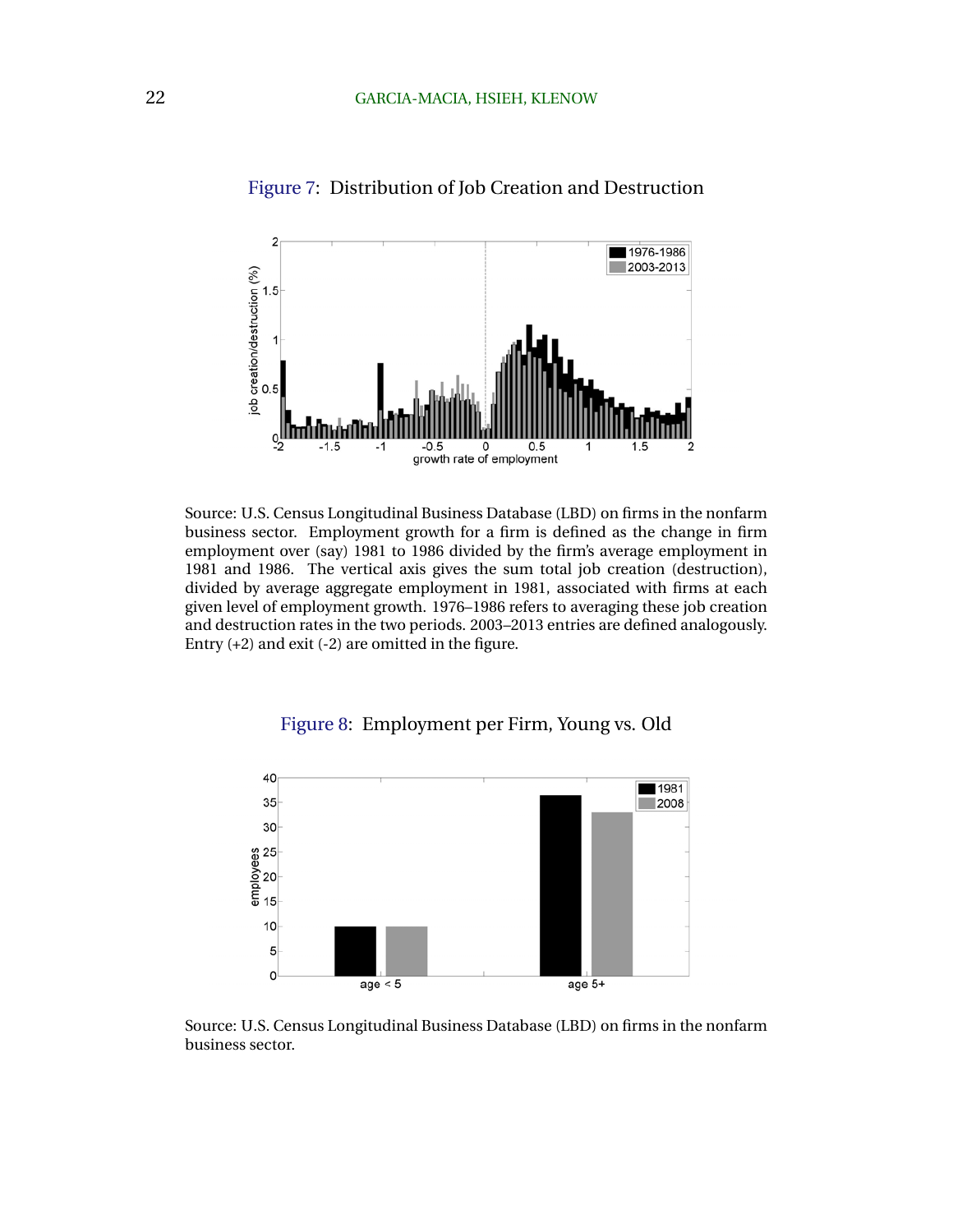Figure 7: Distribution of Job Creation and Destruction

Source: U.S. Census Longitudinal Business Database (LBD) on firms in the nonfarm business sector. Employment growth for a firm is defined as the change in firm employment over (say) 1981 to 1986 divided by the firm's average employment in 1981 and 1986. The vertical axis gives the sum total job creation (destruction), divided by average aggregate employment in 1981, associated with firms at each given level of employment growth. 1976–1986 refers to averaging these job creation and destruction rates in the two periods. 2003–2013 entries are defined analogously. Entry (+2) and exit (-2) are omitted in the figure.

Figure 8: Employment per Firm, Young vs. Old

Source: U.S. Census Longitudinal Business Database (LBD) on firms in the nonfarm business sector.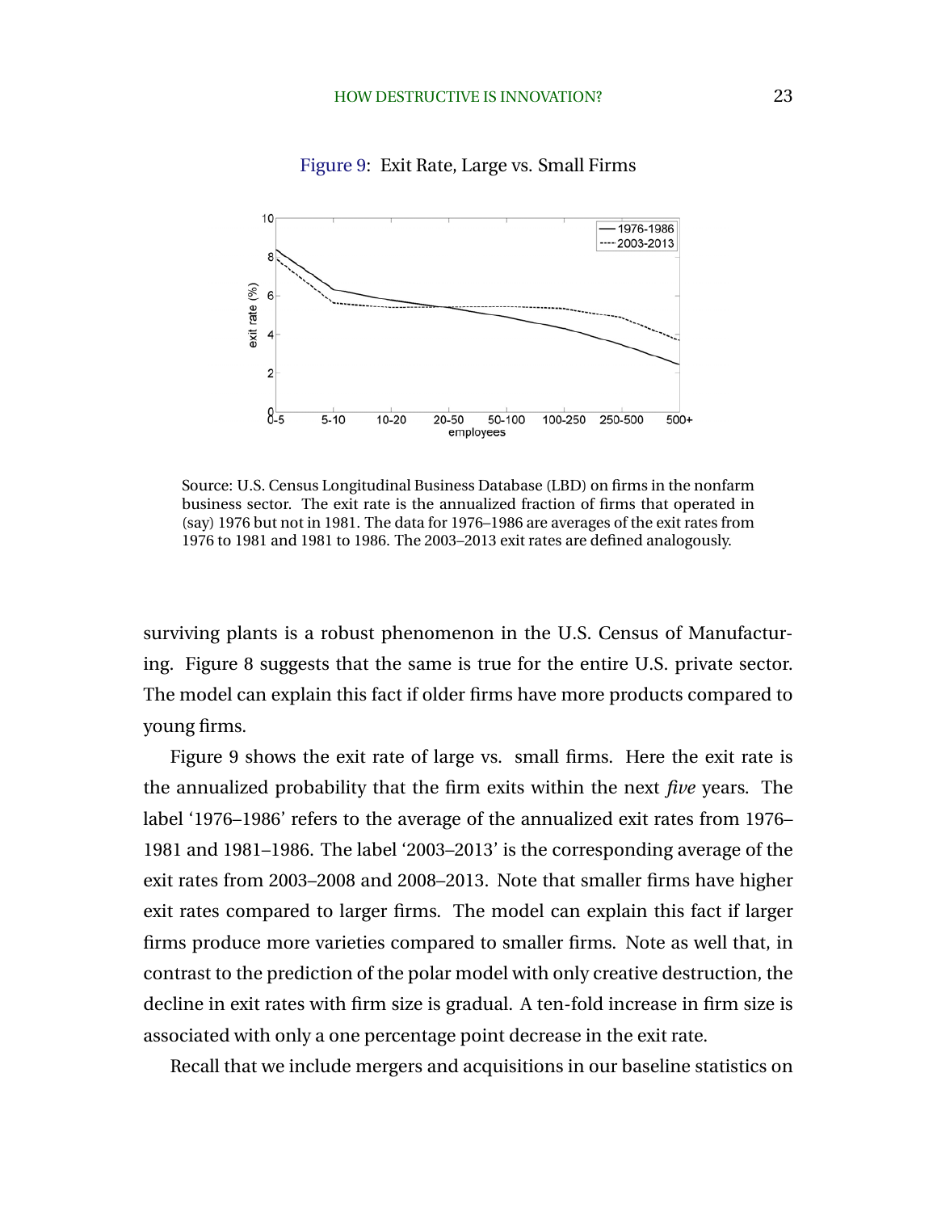Figure 9: Exit Rate, Large vs. Small Firms

Source: U.S. Census Longitudinal Business Database (LBD) on firms in the nonfarm business sector. The exit rate is the annualized fraction of firms that operated in (say) 1976 but not in 1981. The data for 1976–1986 are averages of the exit rates from 1976 to 1981 and 1981 to 1986. The 2003–2013 exit rates are defined analogously.

surviving plants is a robust phenomenon in the U.S. Census of Manufacturing. Figure 8 suggests that the same is true for the entire U.S. private sector. The model can explain this fact if older firms have more products compared to young firms.

Figure 9 shows the exit rate of large vs. small firms. Here the exit rate is the annualized probability that the firm exits within the next *five* years. The label '1976–1986' refers to the average of the annualized exit rates from 1976–1981 and 1981–1986. The label '2003–2013' is the corresponding average of the exit rates from 2003–2008 and 2008–2013. Note that smaller firms have higher exit rates compared to larger firms. The model can explain this fact if larger firms produce more varieties compared to smaller firms. Note as well that, in contrast to the prediction of the polar model with only creative destruction, the decline in exit rates with firm size is gradual. A ten-fold increase in firm size is associated with only a one percentage point decrease in the exit rate.

Recall that we include mergers and acquisitions in our baseline statistics on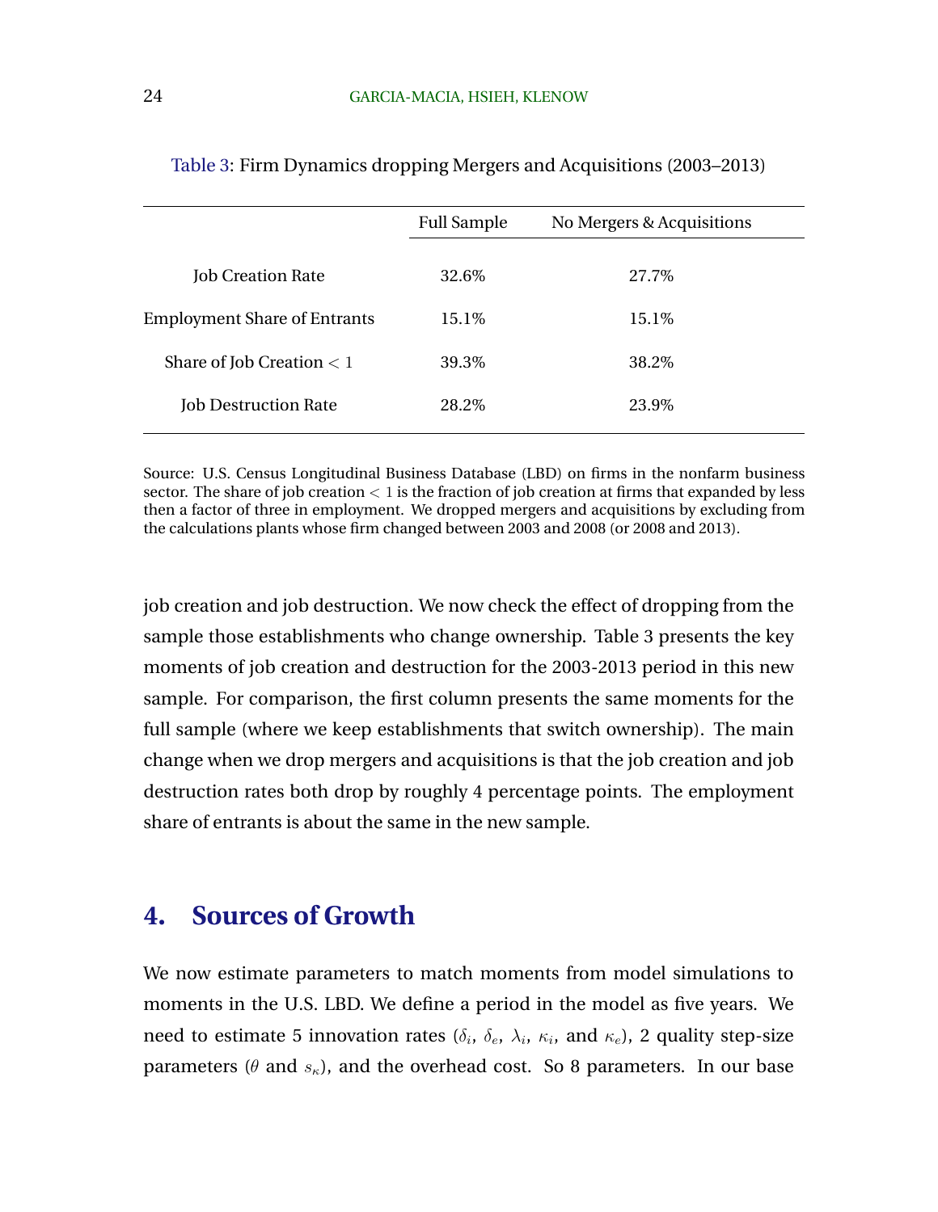Table 3: Firm Dynamics dropping Mergers and Acquisitions (2003–2013)

| | Full Sample | No Mergers & Acquisitions |
|---|---|---|
| Job Creation Rate | 32.6% | 27.7% |
| Employment Share of Entrants | 15.1% | 15.1% |
| Share of Job Creation $< 1$ | 39.3% | 38.2% |
| Job Destruction Rate | 28.2% | 23.9% |

Source: U.S. Census Longitudinal Business Database (LBD) on firms in the nonfarm business sector. The share of job creation $< 1$ is the fraction of job creation at firms that expanded by less then a factor of three in employment. We dropped mergers and acquisitions by excluding from the calculations plants whose firm changed between 2003 and 2008 (or 2008 and 2013).

job creation and job destruction. We now check the effect of dropping from the sample those establishments who change ownership. Table 3 presents the key moments of job creation and destruction for the 2003-2013 period in this new sample. For comparison, the first column presents the same moments for the full sample (where we keep establishments that switch ownership). The main change when we drop mergers and acquisitions is that the job creation and job destruction rates both drop by roughly 4 percentage points. The employment share of entrants is about the same in the new sample.

## 4. Sources of Growth

We now estimate parameters to match moments from model simulations to moments in the U.S. LBD. We define a period in the model as five years. We need to estimate 5 innovation rates ($\delta_i$, $\delta_e$, $\lambda_i$, $\kappa_i$, and $\kappa_e$), 2 quality step-size parameters ($\theta$ and $s_\kappa$), and the overhead cost. So 8 parameters. In our base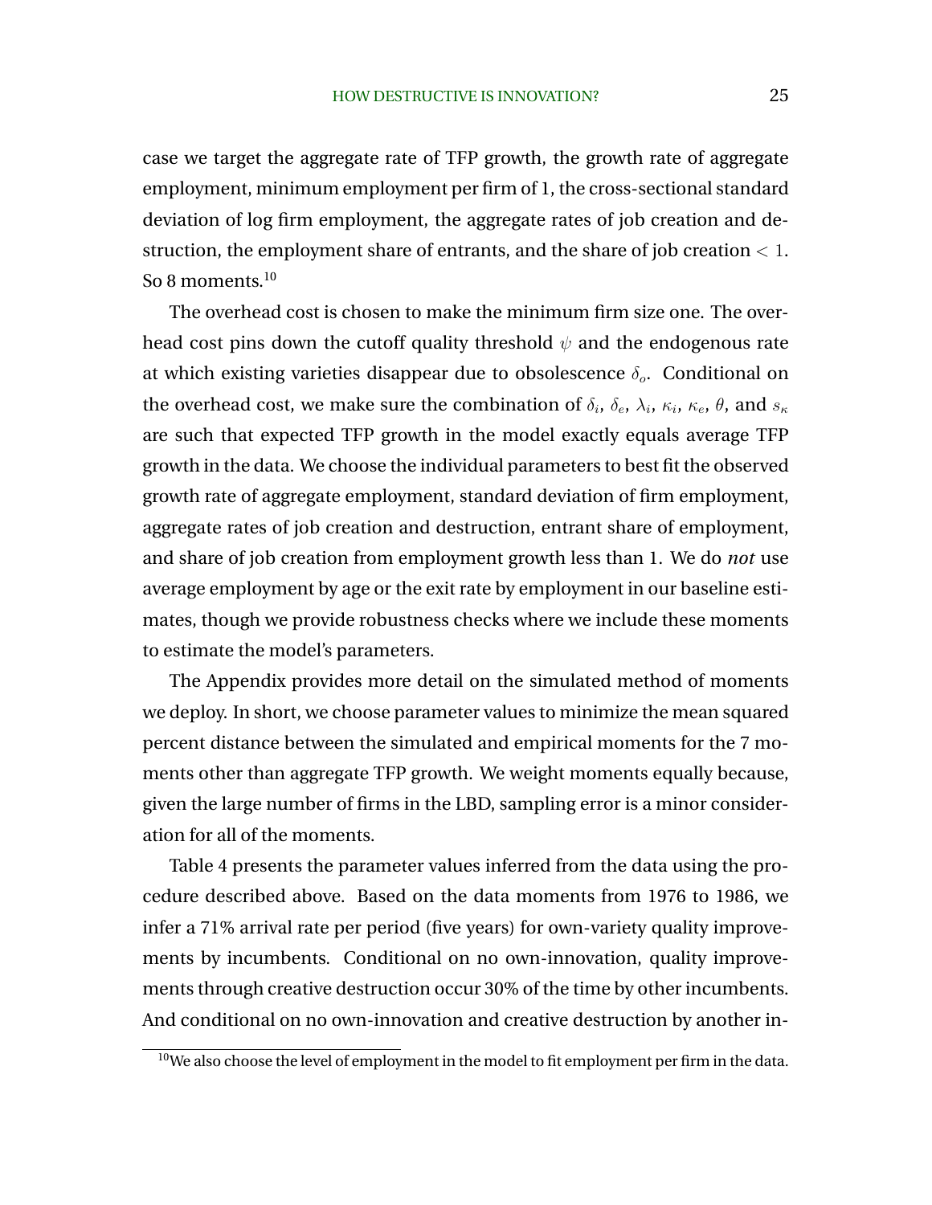case we target the aggregate rate of TFP growth, the growth rate of aggregate employment, minimum employment per firm of 1, the cross-sectional standard deviation of log firm employment, the aggregate rates of job creation and destruction, the employment share of entrants, and the share of job creation $< 1$. So 8 moments.[10]

The overhead cost is chosen to make the minimum firm size one. The overhead cost pins down the cutoff quality threshold $\psi$ and the endogenous rate at which existing varieties disappear due to obsolescence $\delta_o$. Conditional on the overhead cost, we make sure the combination of $\delta_i$, $\delta_e$, $\lambda_i$, $\kappa_i$, $\kappa_e$, $\theta$, and $s_\kappa$ are such that expected TFP growth in the model exactly equals average TFP growth in the data. We choose the individual parameters to best fit the observed growth rate of aggregate employment, standard deviation of firm employment, aggregate rates of job creation and destruction, entrant share of employment, and share of job creation from employment growth less than 1. We do *not* use average employment by age or the exit rate by employment in our baseline estimates, though we provide robustness checks where we include these moments to estimate the model's parameters.

The Appendix provides more detail on the simulated method of moments we deploy. In short, we choose parameter values to minimize the mean squared percent distance between the simulated and empirical moments for the 7 moments other than aggregate TFP growth. We weight moments equally because, given the large number of firms in the LBD, sampling error is a minor consideration for all of the moments.

Table 4 presents the parameter values inferred from the data using the procedure described above. Based on the data moments from 1976 to 1986, we infer a 71% arrival rate per period (five years) for own-variety quality improvements by incumbents. Conditional on no own-innovation, quality improvements through creative destruction occur 30% of the time by other incumbents. And conditional on no own-innovation and creative destruction by another in-

[10]We also choose the level of employment in the model to fit employment per firm in the data.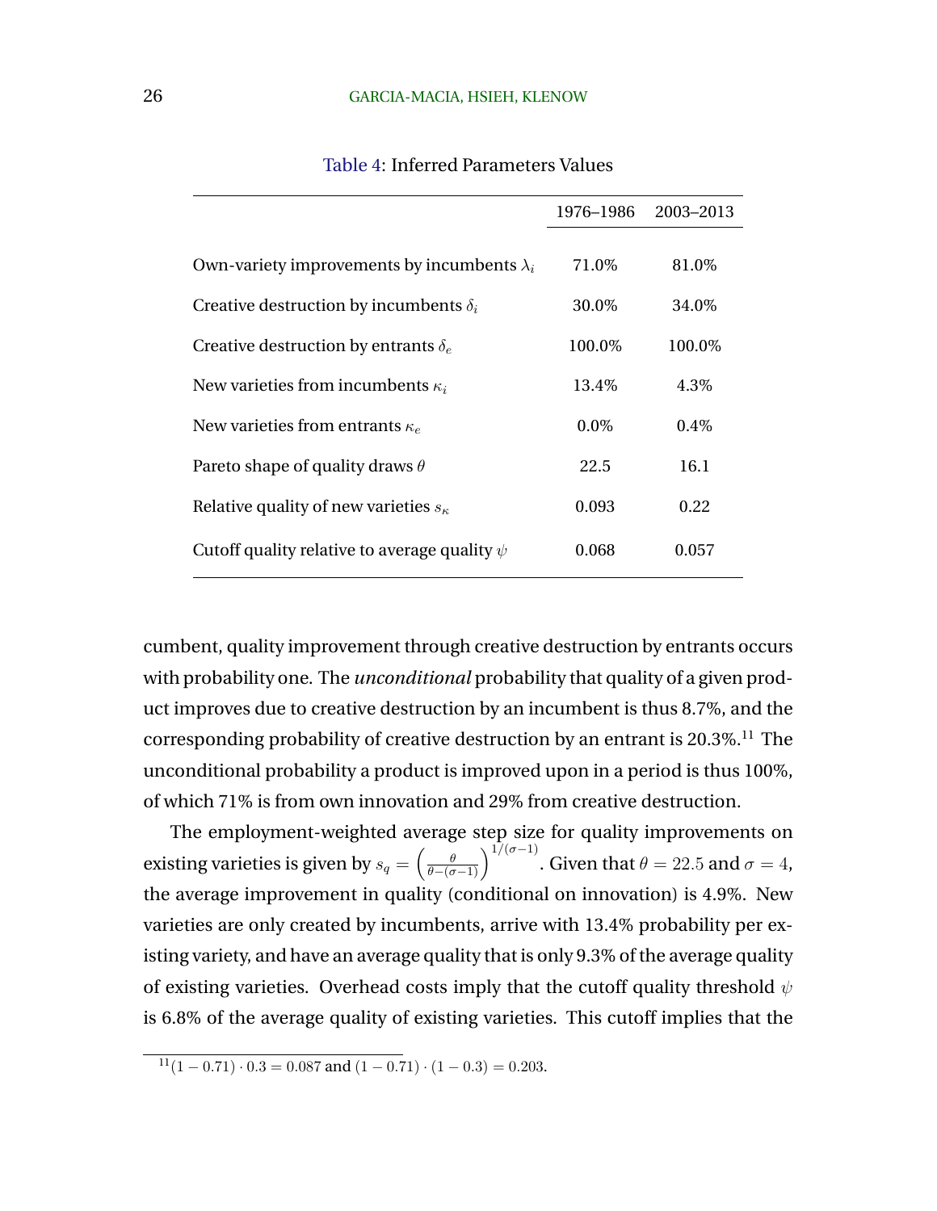Table 4: Inferred Parameters Values

| | 1976–1986 | 2003–2013 |
|---|---|---|
| Own-variety improvements by incumbents $\lambda_i$ | 71.0% | 81.0% |
| Creative destruction by incumbents $\delta_i$ | 30.0% | 34.0% |
| Creative destruction by entrants $\delta_e$ | 100.0% | 100.0% |
| New varieties from incumbents $\kappa_i$ | 13.4% | 4.3% |
| New varieties from entrants $\kappa_e$ | 0.0% | 0.4% |
| Pareto shape of quality draws $\theta$ | 22.5 | 16.1 |
| Relative quality of new varieties $s_\kappa$ | 0.093 | 0.22 |
| Cutoff quality relative to average quality $\psi$ | 0.068 | 0.057 |

cumbent, quality improvement through creative destruction by entrants occurs with probability one. The *unconditional* probability that quality of a given product improves due to creative destruction by an incumbent is thus 8.7%, and the corresponding probability of creative destruction by an entrant is 20.3%.[11] The unconditional probability a product is improved upon in a period is thus 100%, of which 71% is from own innovation and 29% from creative destruction.

The employment-weighted average step size for quality improvements on existing varieties is given by $s_q = \left(\frac{\theta}{\theta-(\sigma-1)}\right)^{1/(\sigma-1)}$. Given that $\theta = 22.5$ and $\sigma = 4$, the average improvement in quality (conditional on innovation) is 4.9%. New varieties are only created by incumbents, arrive with 13.4% probability per existing variety, and have an average quality that is only 9.3% of the average quality of existing varieties. Overhead costs imply that the cutoff quality threshold $\psi$ is 6.8% of the average quality of existing varieties. This cutoff implies that the

[11] $(1 - 0.71) \cdot 0.3 = 0.087$ and $(1 - 0.71) \cdot (1 - 0.3) = 0.203$.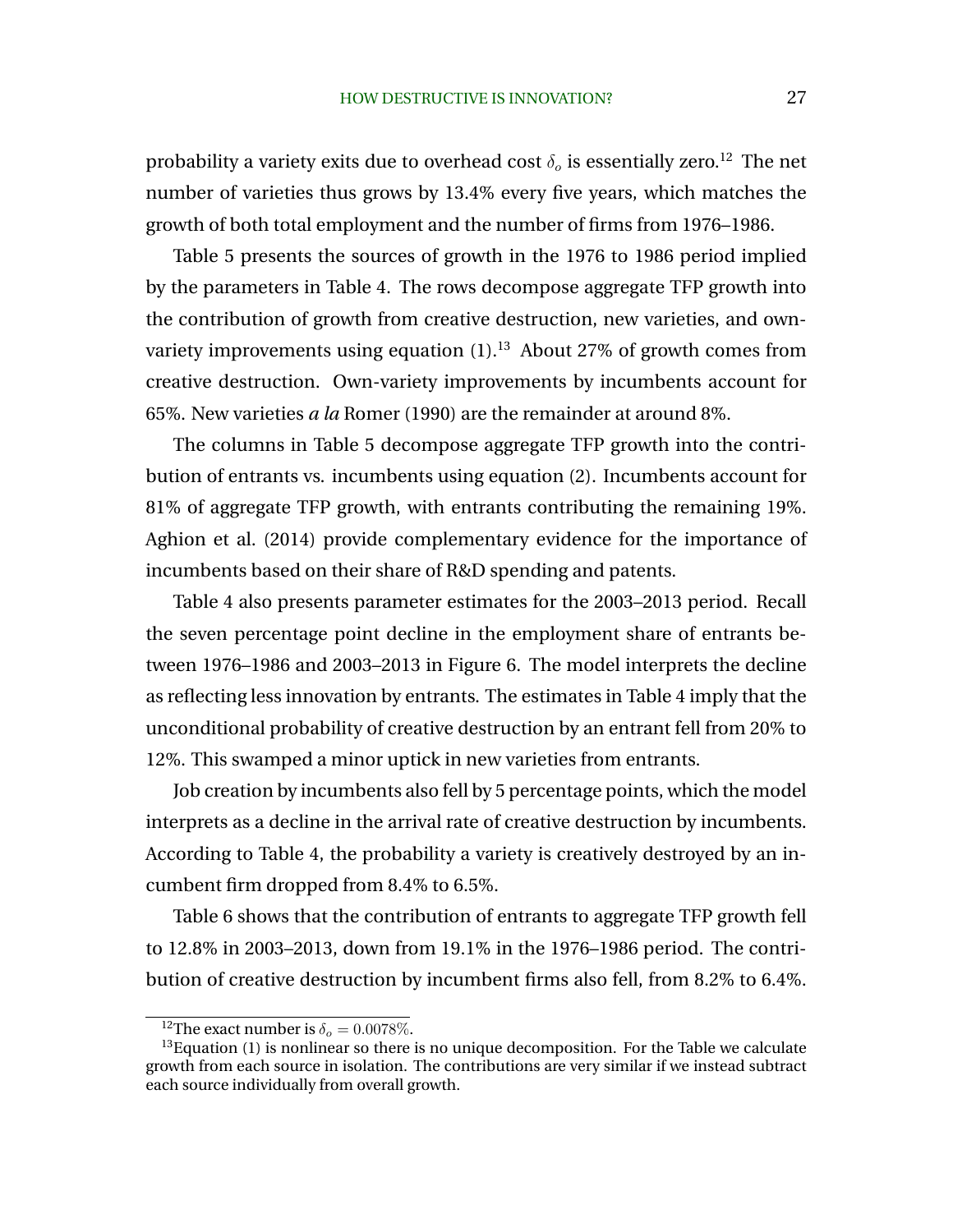probability a variety exits due to overhead cost $\delta_o$ is essentially zero.[12] The net number of varieties thus grows by 13.4% every five years, which matches the growth of both total employment and the number of firms from 1976–1986.

Table 5 presents the sources of growth in the 1976 to 1986 period implied by the parameters in Table 4. The rows decompose aggregate TFP growth into the contribution of growth from creative destruction, new varieties, and own-variety improvements using equation (1).[13] About 27% of growth comes from creative destruction. Own-variety improvements by incumbents account for 65%. New varieties *a la* Romer (1990) are the remainder at around 8%.

The columns in Table 5 decompose aggregate TFP growth into the contribution of entrants vs. incumbents using equation (2). Incumbents account for 81% of aggregate TFP growth, with entrants contributing the remaining 19%. Aghion et al. (2014) provide complementary evidence for the importance of incumbents based on their share of R&D spending and patents.

Table 4 also presents parameter estimates for the 2003–2013 period. Recall the seven percentage point decline in the employment share of entrants between 1976–1986 and 2003–2013 in Figure 6. The model interprets the decline as reflecting less innovation by entrants. The estimates in Table 4 imply that the unconditional probability of creative destruction by an entrant fell from 20% to 12%. This swamped a minor uptick in new varieties from entrants.

Job creation by incumbents also fell by 5 percentage points, which the model interprets as a decline in the arrival rate of creative destruction by incumbents. According to Table 4, the probability a variety is creatively destroyed by an incumbent firm dropped from 8.4% to 6.5%.

Table 6 shows that the contribution of entrants to aggregate TFP growth fell to 12.8% in 2003–2013, down from 19.1% in the 1976–1986 period. The contribution of creative destruction by incumbent firms also fell, from 8.2% to 6.4%.

[12] The exact number is $\delta_o = 0.0078\%$.

[13] Equation (1) is nonlinear so there is no unique decomposition. For the Table we calculate growth from each source in isolation. The contributions are very similar if we instead subtract each source individually from overall growth.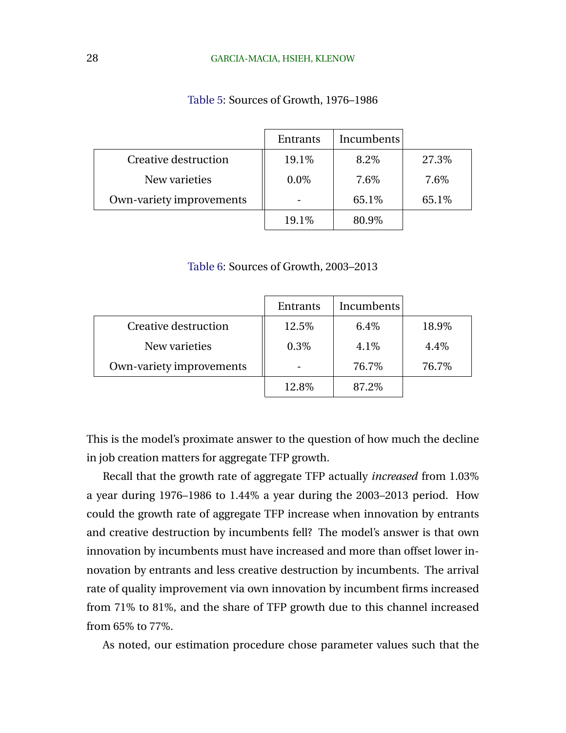Table 5: Sources of Growth, 1976–1986

| | Entrants | Incumbents | |
|---|---|---|---|
| Creative destruction | 19.1% | 8.2% | 27.3% |
| New varieties | 0.0% | 7.6% | 7.6% |
| Own-variety improvements | - | 65.1% | 65.1% |
| | 19.1% | 80.9% | |

Table 6: Sources of Growth, 2003–2013

| | Entrants | Incumbents | |
|---|---|---|---|
| Creative destruction | 12.5% | 6.4% | 18.9% |
| New varieties | 0.3% | 4.1% | 4.4% |
| Own-variety improvements | - | 76.7% | 76.7% |
| | 12.8% | 87.2% | |

This is the model's proximate answer to the question of how much the decline in job creation matters for aggregate TFP growth.

Recall that the growth rate of aggregate TFP actually *increased* from 1.03% a year during 1976–1986 to 1.44% a year during the 2003–2013 period. How could the growth rate of aggregate TFP increase when innovation by entrants and creative destruction by incumbents fell? The model's answer is that own innovation by incumbents must have increased and more than offset lower innovation by entrants and less creative destruction by incumbents. The arrival rate of quality improvement via own innovation by incumbent firms increased from 71% to 81%, and the share of TFP growth due to this channel increased from 65% to 77%.

As noted, our estimation procedure chose parameter values such that the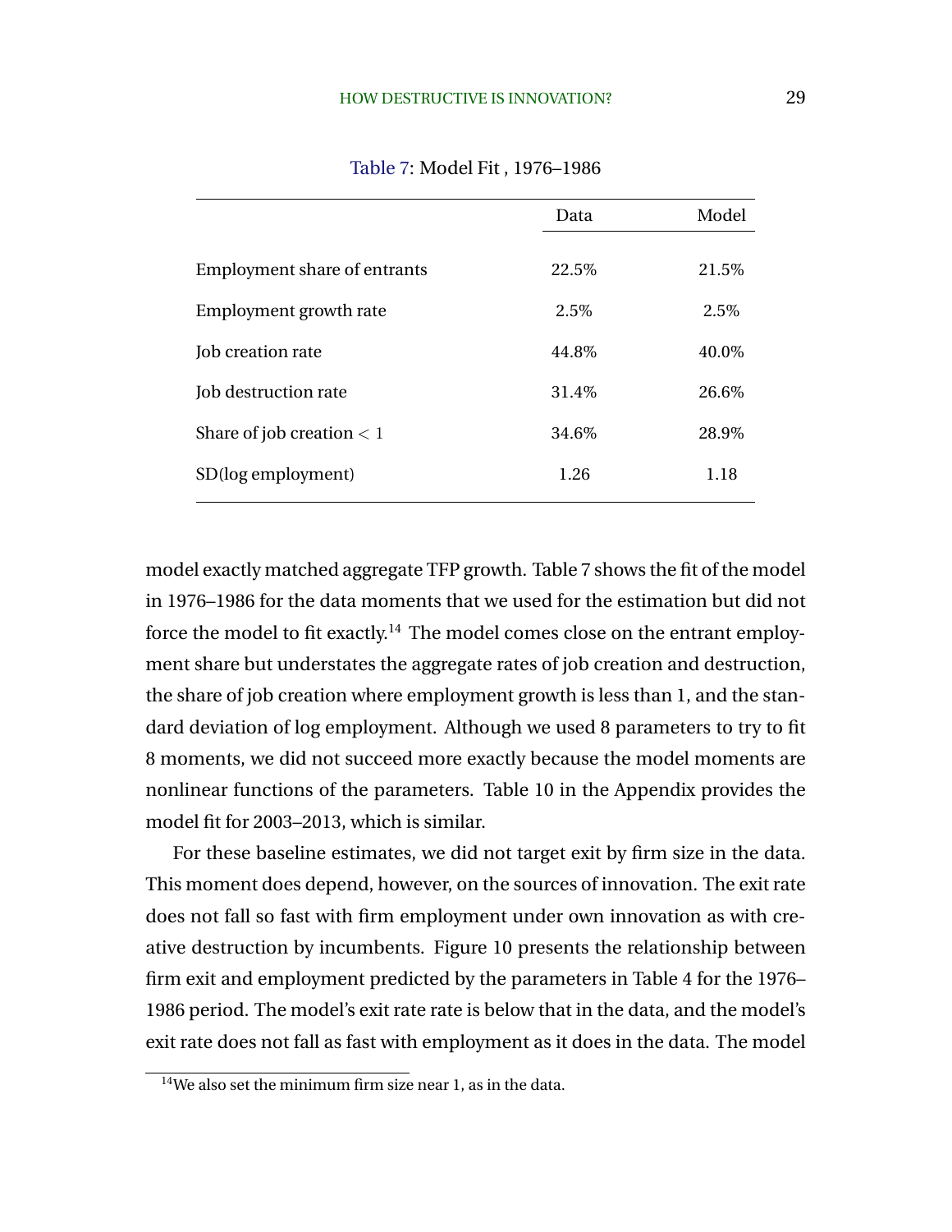Table 7: Model Fit , 1976–1986

| | Data | Model |
|---|---|---|
| Employment share of entrants | 22.5% | 21.5% |
| Employment growth rate | 2.5% | 2.5% |
| Job creation rate | 44.8% | 40.0% |
| Job destruction rate | 31.4% | 26.6% |
| Share of job creation $< 1$ | 34.6% | 28.9% |
| SD(log employment) | 1.26 | 1.18 |

model exactly matched aggregate TFP growth. Table 7 shows the fit of the model in 1976–1986 for the data moments that we used for the estimation but did not force the model to fit exactly.[14] The model comes close on the entrant employment share but understates the aggregate rates of job creation and destruction, the share of job creation where employment growth is less than 1, and the standard deviation of log employment. Although we used 8 parameters to try to fit 8 moments, we did not succeed more exactly because the model moments are nonlinear functions of the parameters. Table 10 in the Appendix provides the model fit for 2003–2013, which is similar.

For these baseline estimates, we did not target exit by firm size in the data. This moment does depend, however, on the sources of innovation. The exit rate does not fall so fast with firm employment under own innovation as with creative destruction by incumbents. Figure 10 presents the relationship between firm exit and employment predicted by the parameters in Table 4 for the 1976–1986 period. The model's exit rate rate is below that in the data, and the model's exit rate does not fall as fast with employment as it does in the data. The model

[14] We also set the minimum firm size near 1, as in the data.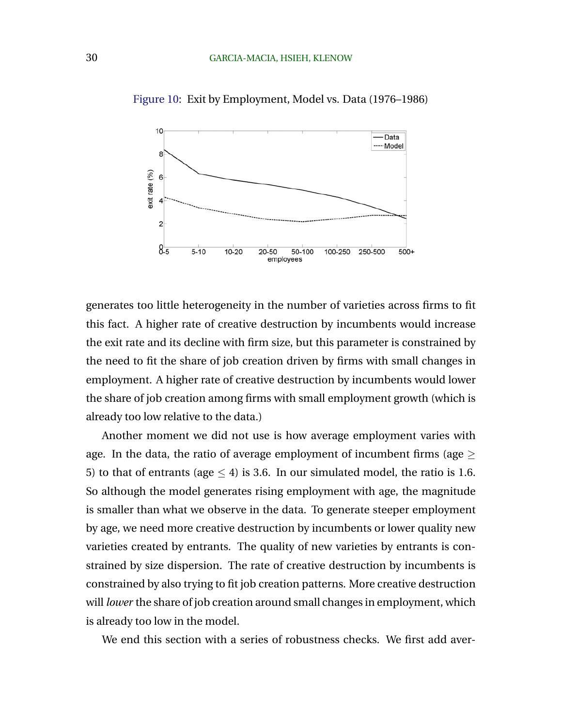Figure 10: Exit by Employment, Model vs. Data (1976–1986)

generates too little heterogeneity in the number of varieties across firms to fit this fact. A higher rate of creative destruction by incumbents would increase the exit rate and its decline with firm size, but this parameter is constrained by the need to fit the share of job creation driven by firms with small changes in employment. A higher rate of creative destruction by incumbents would lower the share of job creation among firms with small employment growth (which is already too low relative to the data.)

Another moment we did not use is how average employment varies with age. In the data, the ratio of average employment of incumbent firms (age $\geq$ 5) to that of entrants (age $\leq$ 4) is 3.6. In our simulated model, the ratio is 1.6. So although the model generates rising employment with age, the magnitude is smaller than what we observe in the data. To generate steeper employment by age, we need more creative destruction by incumbents or lower quality new varieties created by entrants. The quality of new varieties by entrants is constrained by size dispersion. The rate of creative destruction by incumbents is constrained by also trying to fit job creation patterns. More creative destruction will *lower* the share of job creation around small changes in employment, which is already too low in the model.

We end this section with a series of robustness checks. We first add aver-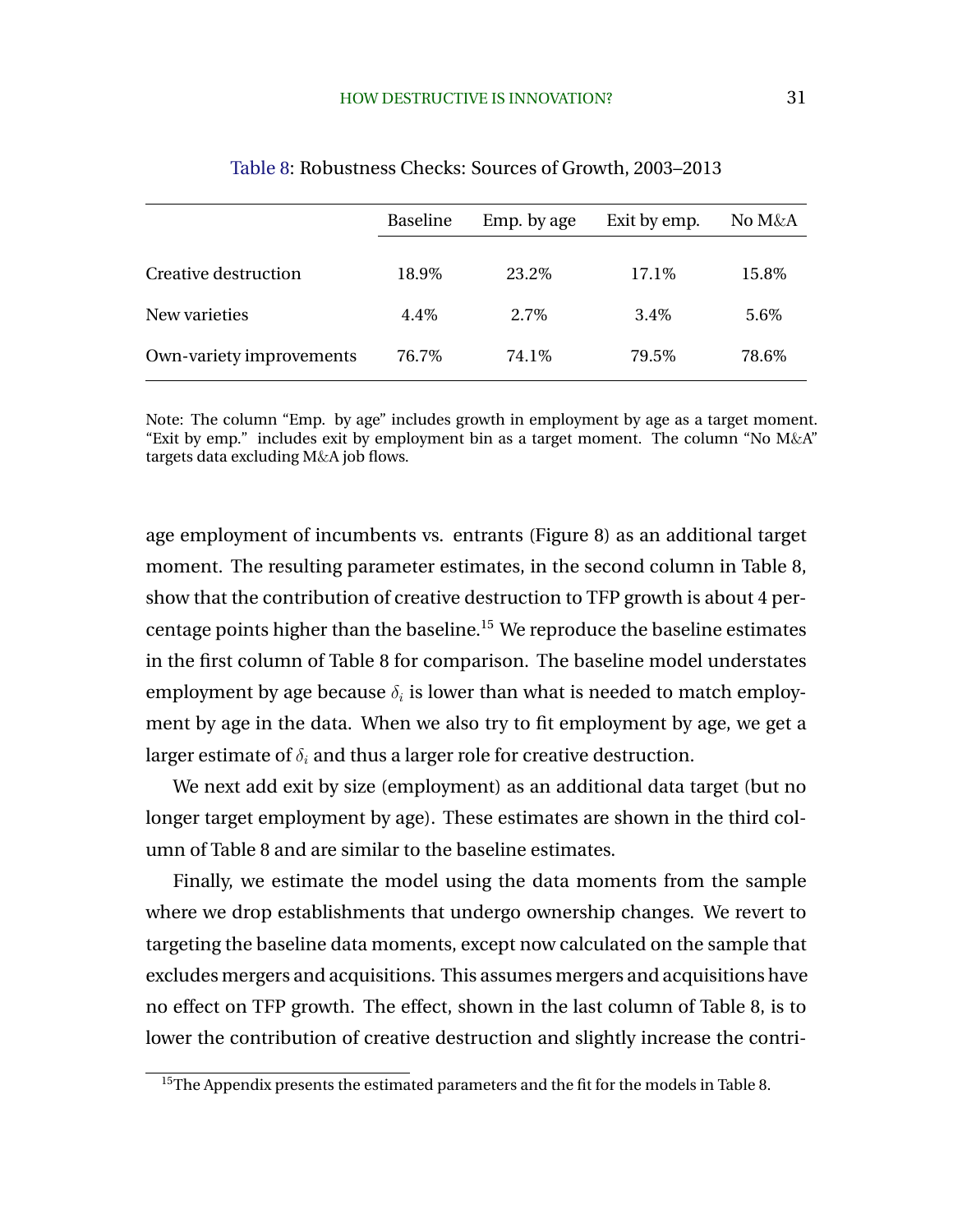Table 8: Robustness Checks: Sources of Growth, 2003–2013

| | Baseline | Emp. by age | Exit by emp. | No M&A |
|---|---|---|---|---|
| Creative destruction | 18.9% | 23.2% | 17.1% | 15.8% |
| New varieties | 4.4% | 2.7% | 3.4% | 5.6% |
| Own-variety improvements | 76.7% | 74.1% | 79.5% | 78.6% |

Note: The column "Emp. by age" includes growth in employment by age as a target moment. "Exit by emp." includes exit by employment bin as a target moment. The column "No M&A" targets data excluding M&A job flows.

age employment of incumbents vs. entrants (Figure 8) as an additional target moment. The resulting parameter estimates, in the second column in Table 8, show that the contribution of creative destruction to TFP growth is about 4 percentage points higher than the baseline.[15] We reproduce the baseline estimates in the first column of Table 8 for comparison. The baseline model understates employment by age because $\delta_i$ is lower than what is needed to match employment by age in the data. When we also try to fit employment by age, we get a larger estimate of $\delta_i$ and thus a larger role for creative destruction.

We next add exit by size (employment) as an additional data target (but no longer target employment by age). These estimates are shown in the third column of Table 8 and are similar to the baseline estimates.

Finally, we estimate the model using the data moments from the sample where we drop establishments that undergo ownership changes. We revert to targeting the baseline data moments, except now calculated on the sample that excludes mergers and acquisitions. This assumes mergers and acquisitions have no effect on TFP growth. The effect, shown in the last column of Table 8, is to lower the contribution of creative destruction and slightly increase the contri-

[15]The Appendix presents the estimated parameters and the fit for the models in Table 8.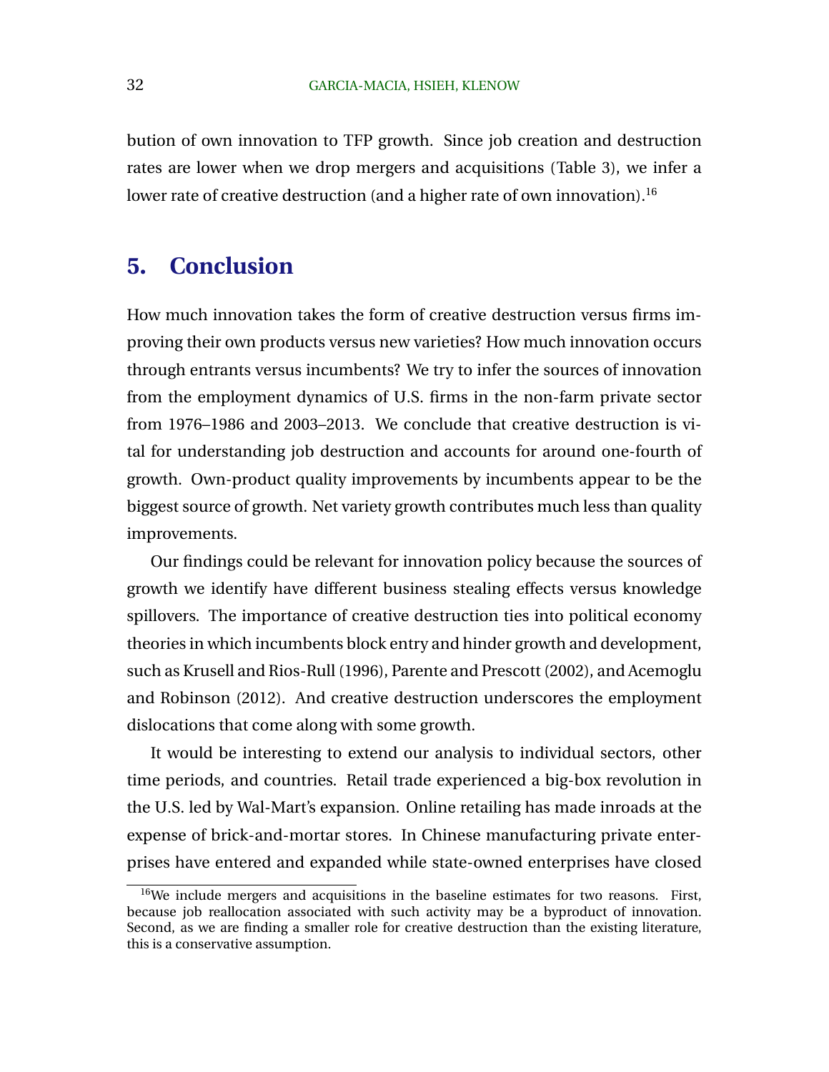bution of own innovation to TFP growth. Since job creation and destruction rates are lower when we drop mergers and acquisitions (Table 3), we infer a lower rate of creative destruction (and a higher rate of own innovation).[16]

## 5. Conclusion

How much innovation takes the form of creative destruction versus firms improving their own products versus new varieties? How much innovation occurs through entrants versus incumbents? We try to infer the sources of innovation from the employment dynamics of U.S. firms in the non-farm private sector from 1976–1986 and 2003–2013. We conclude that creative destruction is vital for understanding job destruction and accounts for around one-fourth of growth. Own-product quality improvements by incumbents appear to be the biggest source of growth. Net variety growth contributes much less than quality improvements.

Our findings could be relevant for innovation policy because the sources of growth we identify have different business stealing effects versus knowledge spillovers. The importance of creative destruction ties into political economy theories in which incumbents block entry and hinder growth and development, such as Krusell and Rios-Rull (1996), Parente and Prescott (2002), and Acemoglu and Robinson (2012). And creative destruction underscores the employment dislocations that come along with some growth.

It would be interesting to extend our analysis to individual sectors, other time periods, and countries. Retail trade experienced a big-box revolution in the U.S. led by Wal-Mart's expansion. Online retailing has made inroads at the expense of brick-and-mortar stores. In Chinese manufacturing private enterprises have entered and expanded while state-owned enterprises have closed

[16] We include mergers and acquisitions in the baseline estimates for two reasons. First, because job reallocation associated with such activity may be a byproduct of innovation. Second, as we are finding a smaller role for creative destruction than the existing literature, this is a conservative assumption.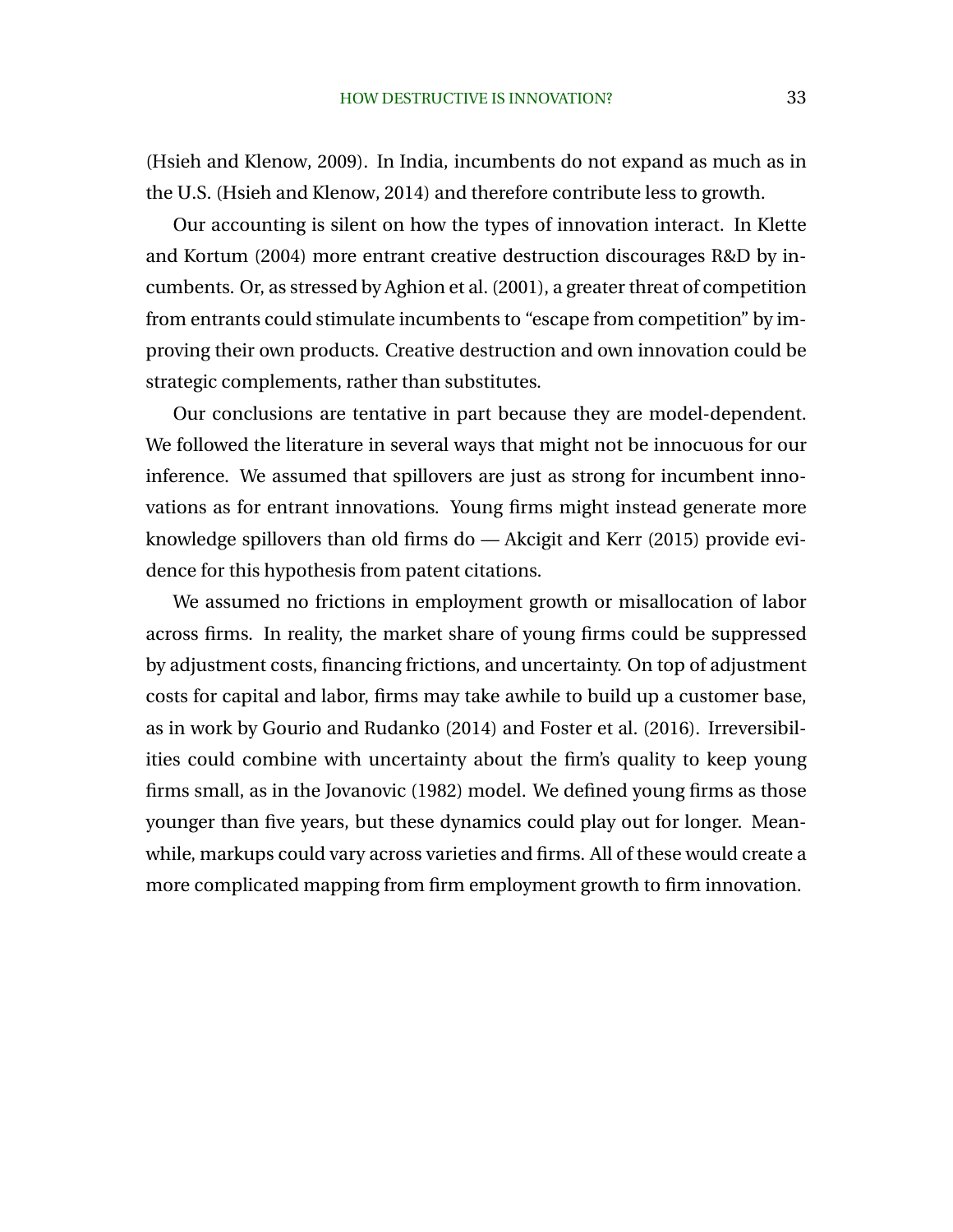(Hsieh and Klenow, 2009). In India, incumbents do not expand as much as in the U.S. (Hsieh and Klenow, 2014) and therefore contribute less to growth.

Our accounting is silent on how the types of innovation interact. In Klette and Kortum (2004) more entrant creative destruction discourages R&D by incumbents. Or, as stressed by Aghion et al. (2001), a greater threat of competition from entrants could stimulate incumbents to "escape from competition" by improving their own products. Creative destruction and own innovation could be strategic complements, rather than substitutes.

Our conclusions are tentative in part because they are model-dependent. We followed the literature in several ways that might not be innocuous for our inference. We assumed that spillovers are just as strong for incumbent innovations as for entrant innovations. Young firms might instead generate more knowledge spillovers than old firms do — Akcigit and Kerr (2015) provide evidence for this hypothesis from patent citations.

We assumed no frictions in employment growth or misallocation of labor across firms. In reality, the market share of young firms could be suppressed by adjustment costs, financing frictions, and uncertainty. On top of adjustment costs for capital and labor, firms may take awhile to build up a customer base, as in work by Gourio and Rudanko (2014) and Foster et al. (2016). Irreversibilities could combine with uncertainty about the firm's quality to keep young firms small, as in the Jovanovic (1982) model. We defined young firms as those younger than five years, but these dynamics could play out for longer. Meanwhile, markups could vary across varieties and firms. All of these would create a more complicated mapping from firm employment growth to firm innovation.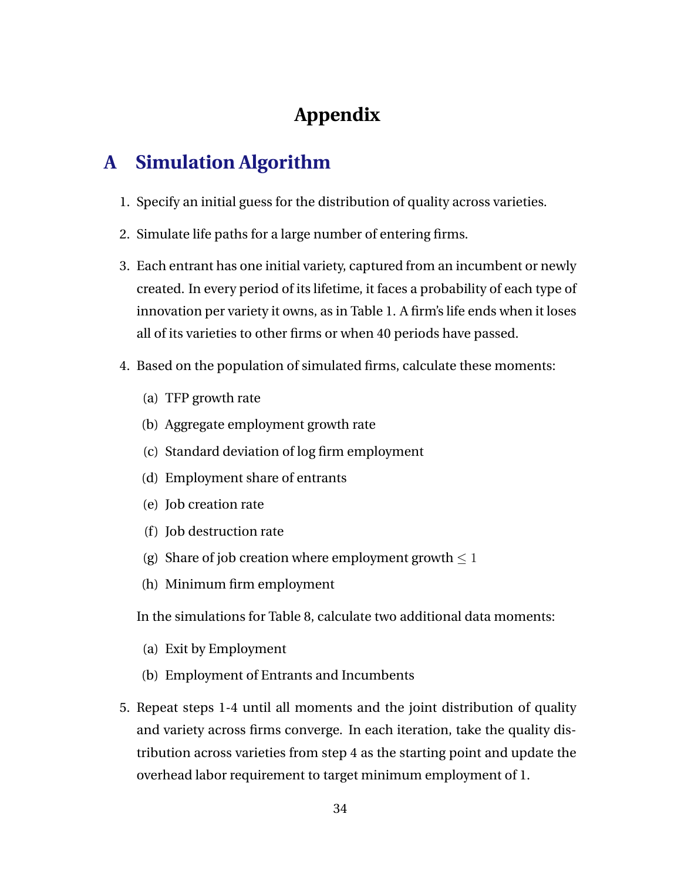# Appendix

## A Simulation Algorithm

1. Specify an initial guess for the distribution of quality across varieties.
2. Simulate life paths for a large number of entering firms.
3. Each entrant has one initial variety, captured from an incumbent or newly created. In every period of its lifetime, it faces a probability of each type of innovation per variety it owns, as in Table 1. A firm's life ends when it loses all of its varieties to other firms or when 40 periods have passed.
4. Based on the population of simulated firms, calculate these moments:
   (a) TFP growth rate
   (b) Aggregate employment growth rate
   (c) Standard deviation of log firm employment
   (d) Employment share of entrants
   (e) Job creation rate
   (f) Job destruction rate
   (g) Share of job creation where employment growth $\leq 1$
   (h) Minimum firm employment

   In the simulations for Table 8, calculate two additional data moments:

   (a) Exit by Employment
   (b) Employment of Entrants and Incumbents
5. Repeat steps 1-4 until all moments and the joint distribution of quality and variety across firms converge. In each iteration, take the quality distribution across varieties from step 4 as the starting point and update the overhead labor requirement to target minimum employment of 1.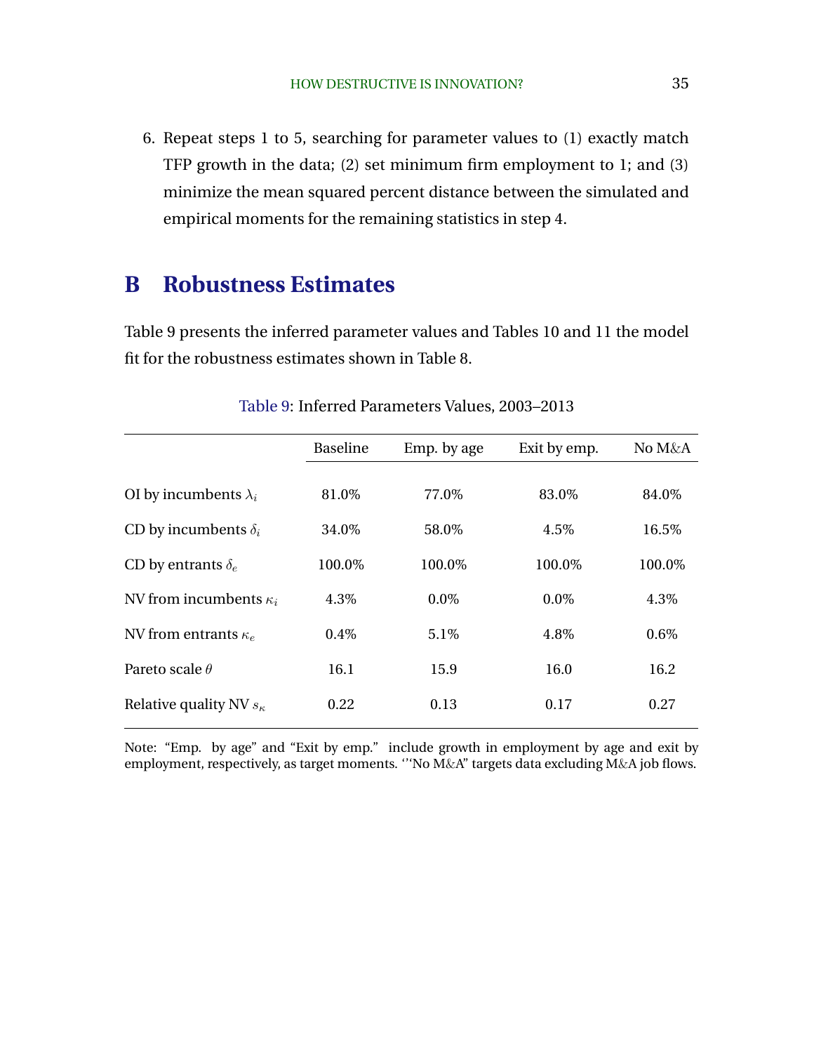6. Repeat steps 1 to 5, searching for parameter values to (1) exactly match TFP growth in the data; (2) set minimum firm employment to 1; and (3) minimize the mean squared percent distance between the simulated and empirical moments for the remaining statistics in step 4.

# B Robustness Estimates

Table 9 presents the inferred parameter values and Tables 10 and 11 the model fit for the robustness estimates shown in Table 8.

Table 9: Inferred Parameters Values, 2003–2013

| | Baseline | Emp. by age | Exit by emp. | No M&A |
|---|---|---|---|---|
| OI by incumbents $\lambda_i$ | 81.0% | 77.0% | 83.0% | 84.0% |
| CD by incumbents $\delta_i$ | 34.0% | 58.0% | 4.5% | 16.5% |
| CD by entrants $\delta_e$ | 100.0% | 100.0% | 100.0% | 100.0% |
| NV from incumbents $\kappa_i$ | 4.3% | 0.0% | 0.0% | 4.3% |
| NV from entrants $\kappa_e$ | 0.4% | 5.1% | 4.8% | 0.6% |
| Pareto scale $\theta$ | 16.1 | 15.9 | 16.0 | 16.2 |
| Relative quality NV $s_\kappa$ | 0.22 | 0.13 | 0.17 | 0.27 |

Note: "Emp. by age" and "Exit by emp." include growth in employment by age and exit by employment, respectively, as target moments. ''"No M&A" targets data excluding M&A job flows.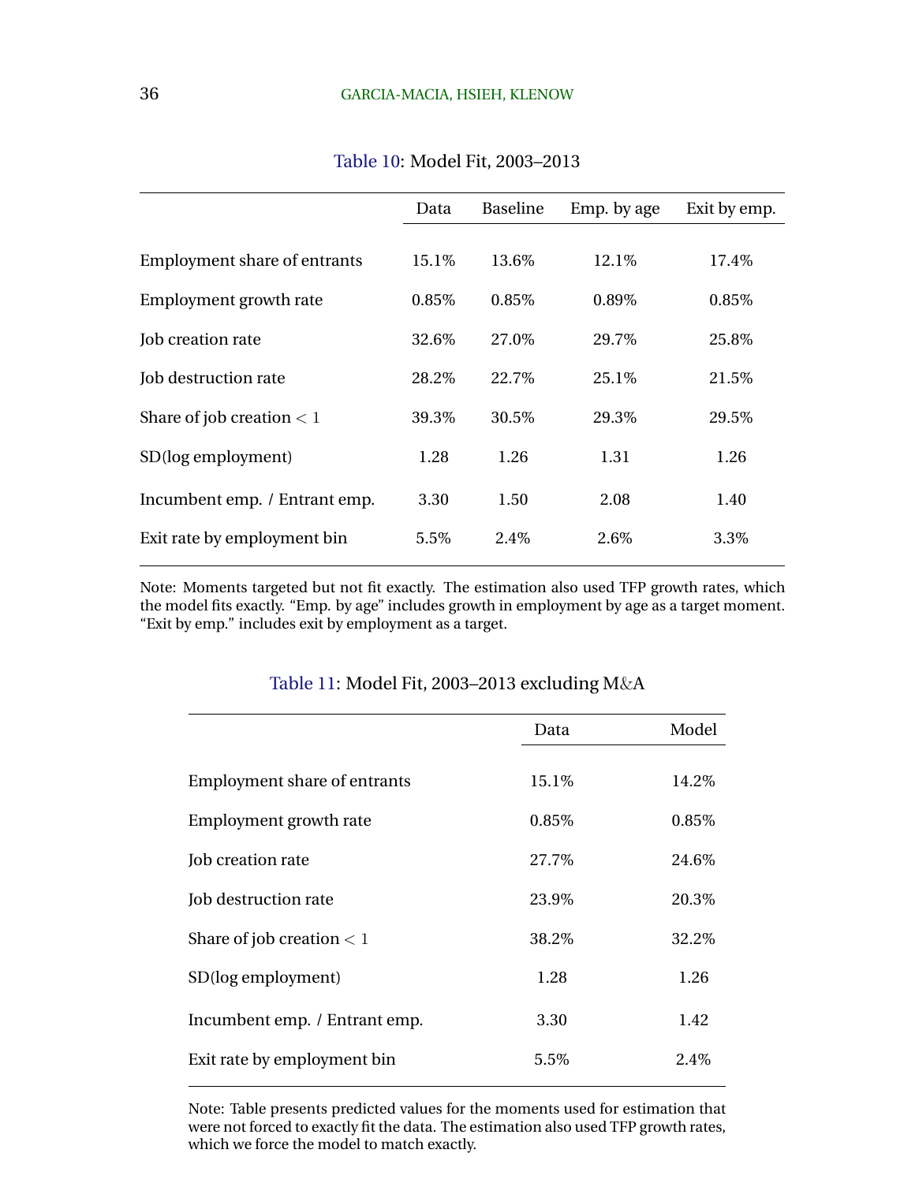Table 10: Model Fit, 2003–2013

| | Data | Baseline | Emp. by age | Exit by emp. |
|---|---|---|---|---|
| Employment share of entrants | 15.1% | 13.6% | 12.1% | 17.4% |
| Employment growth rate | 0.85% | 0.85% | 0.89% | 0.85% |
| Job creation rate | 32.6% | 27.0% | 29.7% | 25.8% |
| Job destruction rate | 28.2% | 22.7% | 25.1% | 21.5% |
| Share of job creation $< 1$ | 39.3% | 30.5% | 29.3% | 29.5% |
| SD(log employment) | 1.28 | 1.26 | 1.31 | 1.26 |
| Incumbent emp. / Entrant emp. | 3.30 | 1.50 | 2.08 | 1.40 |
| Exit rate by employment bin | 5.5% | 2.4% | 2.6% | 3.3% |

Note: Moments targeted but not fit exactly. The estimation also used TFP growth rates, which the model fits exactly. "Emp. by age" includes growth in employment by age as a target moment. "Exit by emp." includes exit by employment as a target.

Table 11: Model Fit, 2003–2013 excluding M&A

| | Data | Model |
|---|---|---|
| Employment share of entrants | 15.1% | 14.2% |
| Employment growth rate | 0.85% | 0.85% |
| Job creation rate | 27.7% | 24.6% |
| Job destruction rate | 23.9% | 20.3% |
| Share of job creation $< 1$ | 38.2% | 32.2% |
| SD(log employment) | 1.28 | 1.26 |
| Incumbent emp. / Entrant emp. | 3.30 | 1.42 |
| Exit rate by employment bin | 5.5% | 2.4% |

Note: Table presents predicted values for the moments used for estimation that were not forced to exactly fit the data. The estimation also used TFP growth rates, which we force the model to match exactly.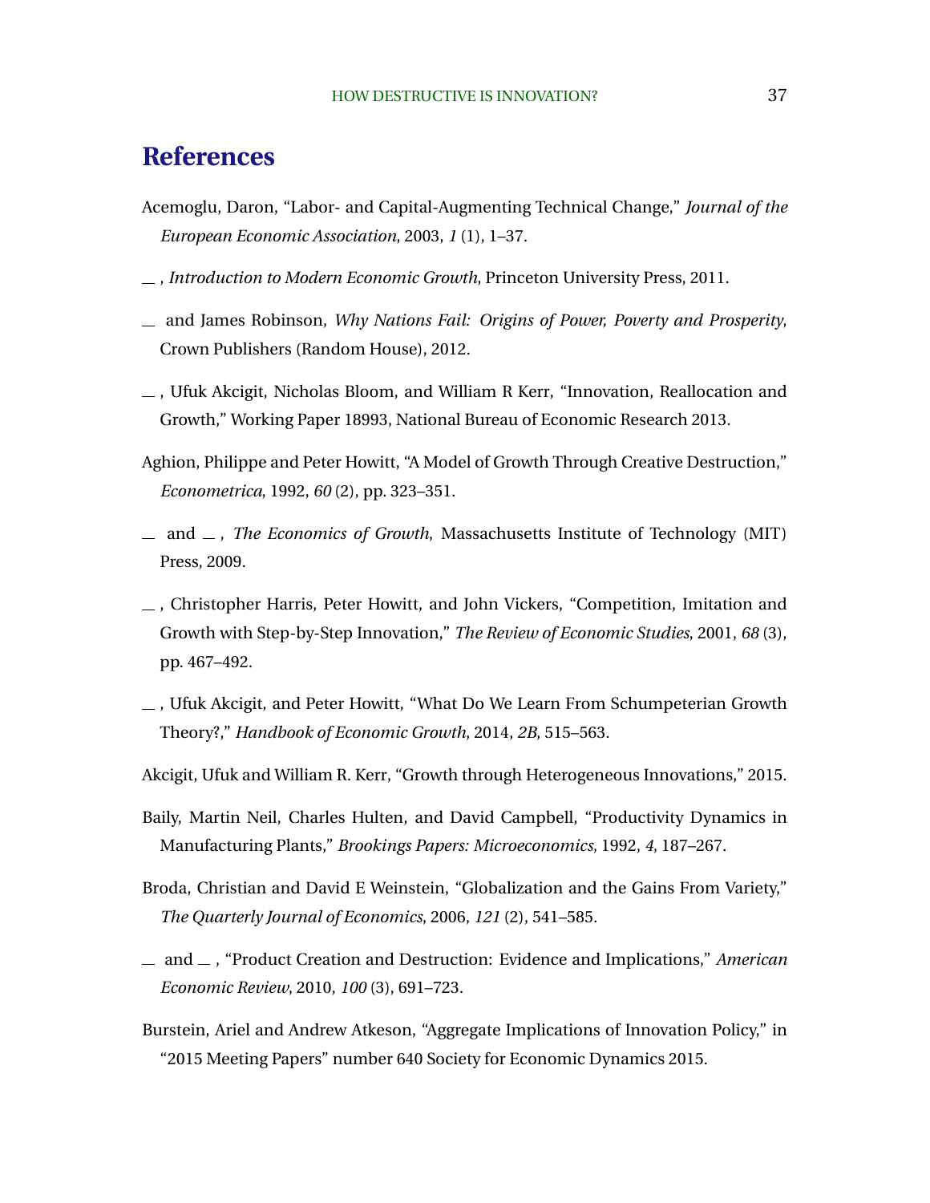# References

Acemoglu, Daron, "Labor- and Capital-Augmenting Technical Change," *Journal of the European Economic Association*, 2003, *1* (1), 1–37.

—, *Introduction to Modern Economic Growth*, Princeton University Press, 2011.

— and James Robinson, *Why Nations Fail: Origins of Power, Poverty and Prosperity*, Crown Publishers (Random House), 2012.

—, Ufuk Akcigit, Nicholas Bloom, and William R Kerr, "Innovation, Reallocation and Growth," Working Paper 18993, National Bureau of Economic Research 2013.

Aghion, Philippe and Peter Howitt, "A Model of Growth Through Creative Destruction," *Econometrica*, 1992, *60* (2), pp. 323–351.

— and —, *The Economics of Growth*, Massachusetts Institute of Technology (MIT) Press, 2009.

—, Christopher Harris, Peter Howitt, and John Vickers, "Competition, Imitation and Growth with Step-by-Step Innovation," *The Review of Economic Studies*, 2001, *68* (3), pp. 467–492.

—, Ufuk Akcigit, and Peter Howitt, "What Do We Learn From Schumpeterian Growth Theory?," *Handbook of Economic Growth*, 2014, *2B*, 515–563.

Akcigit, Ufuk and William R. Kerr, "Growth through Heterogeneous Innovations," 2015.

Baily, Martin Neil, Charles Hulten, and David Campbell, "Productivity Dynamics in Manufacturing Plants," *Brookings Papers: Microeconomics*, 1992, *4*, 187–267.

Broda, Christian and David E Weinstein, "Globalization and the Gains From Variety," *The Quarterly Journal of Economics*, 2006, *121* (2), 541–585.

— and —, "Product Creation and Destruction: Evidence and Implications," *American Economic Review*, 2010, *100* (3), 691–723.

Burstein, Ariel and Andrew Atkeson, "Aggregate Implications of Innovation Policy," in "2015 Meeting Papers" number 640 Society for Economic Dynamics 2015.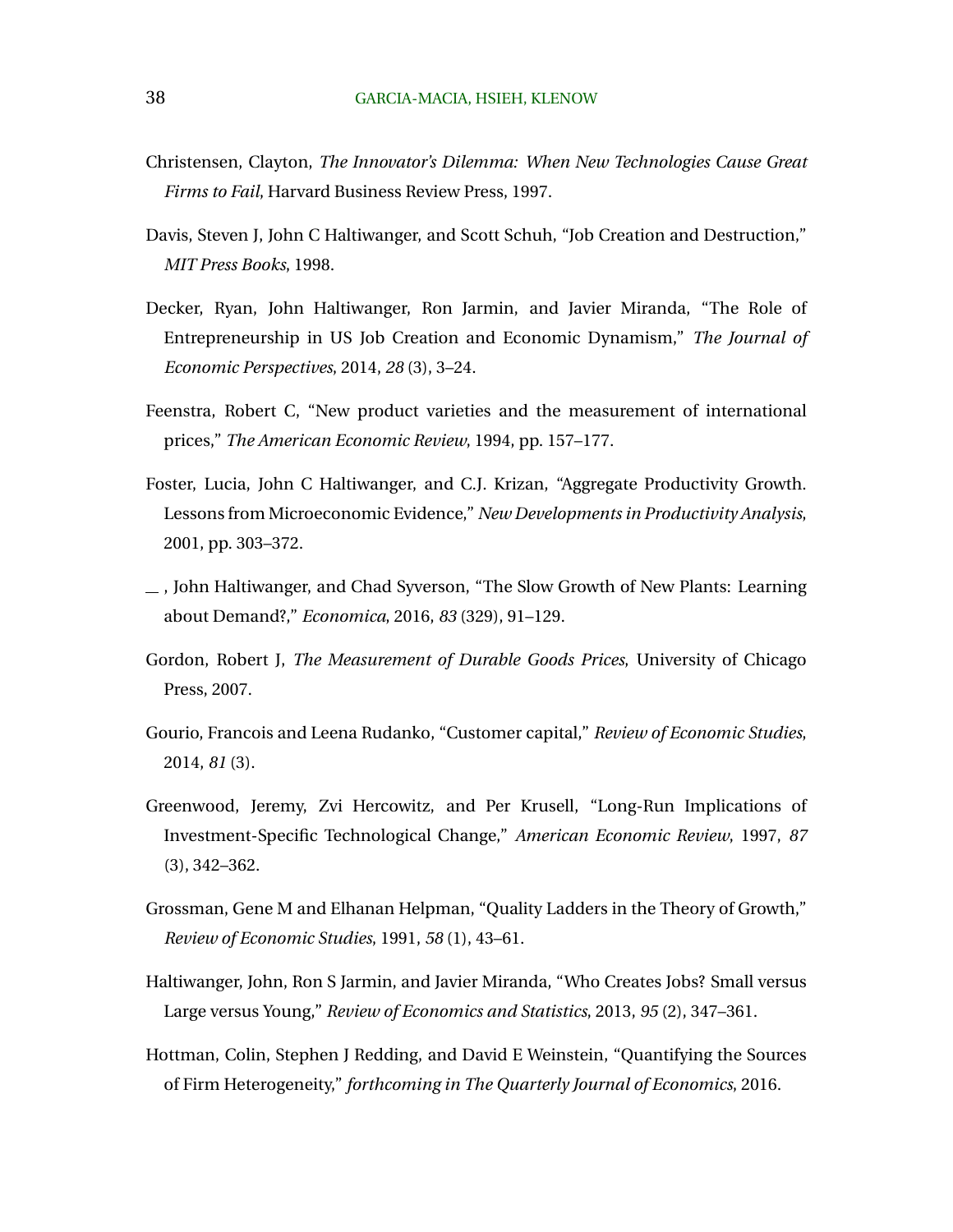Christensen, Clayton, *The Innovator's Dilemma: When New Technologies Cause Great Firms to Fail*, Harvard Business Review Press, 1997.

Davis, Steven J, John C Haltiwanger, and Scott Schuh, "Job Creation and Destruction," *MIT Press Books*, 1998.

Decker, Ryan, John Haltiwanger, Ron Jarmin, and Javier Miranda, "The Role of Entrepreneurship in US Job Creation and Economic Dynamism," *The Journal of Economic Perspectives*, 2014, *28* (3), 3–24.

Feenstra, Robert C, "New product varieties and the measurement of international prices," *The American Economic Review*, 1994, pp. 157–177.

Foster, Lucia, John C Haltiwanger, and C.J. Krizan, "Aggregate Productivity Growth. Lessons from Microeconomic Evidence," *New Developments in Productivity Analysis*, 2001, pp. 303–372.

\_\_ , John Haltiwanger, and Chad Syverson, "The Slow Growth of New Plants: Learning about Demand?," *Economica*, 2016, *83* (329), 91–129.

Gordon, Robert J, *The Measurement of Durable Goods Prices*, University of Chicago Press, 2007.

Gourio, Francois and Leena Rudanko, "Customer capital," *Review of Economic Studies*, 2014, *81* (3).

Greenwood, Jeremy, Zvi Hercowitz, and Per Krusell, "Long-Run Implications of Investment-Specific Technological Change," *American Economic Review*, 1997, *87* (3), 342–362.

Grossman, Gene M and Elhanan Helpman, "Quality Ladders in the Theory of Growth," *Review of Economic Studies*, 1991, *58* (1), 43–61.

Haltiwanger, John, Ron S Jarmin, and Javier Miranda, "Who Creates Jobs? Small versus Large versus Young," *Review of Economics and Statistics*, 2013, *95* (2), 347–361.

Hottman, Colin, Stephen J Redding, and David E Weinstein, "Quantifying the Sources of Firm Heterogeneity," *forthcoming in The Quarterly Journal of Economics*, 2016.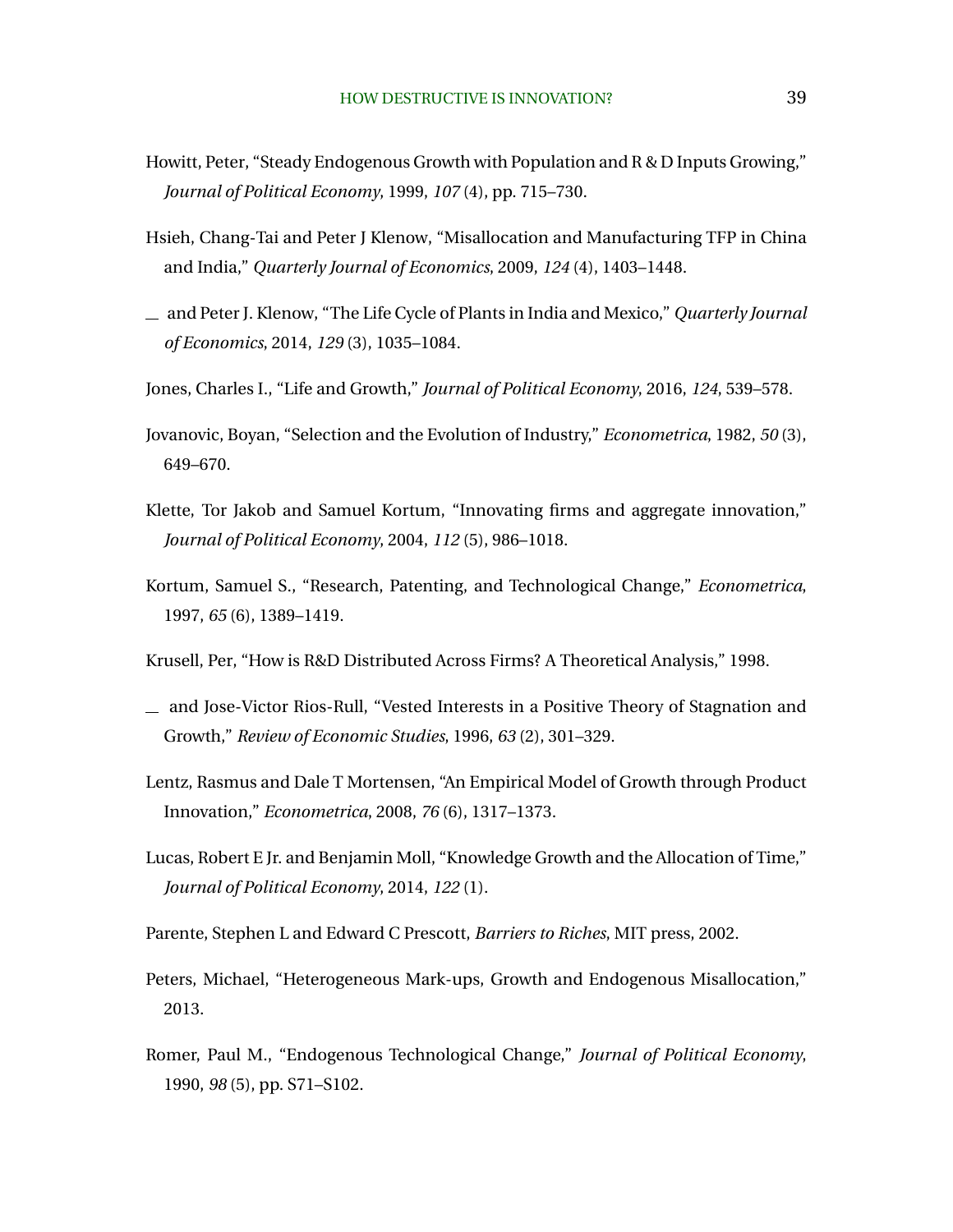Howitt, Peter, "Steady Endogenous Growth with Population and R & D Inputs Growing," *Journal of Political Economy*, 1999, *107* (4), pp. 715–730.

Hsieh, Chang-Tai and Peter J Klenow, "Misallocation and Manufacturing TFP in China and India," *Quarterly Journal of Economics*, 2009, *124* (4), 1403–1448.

__ and Peter J. Klenow, "The Life Cycle of Plants in India and Mexico," *Quarterly Journal of Economics*, 2014, *129* (3), 1035–1084.

Jones, Charles I., "Life and Growth," *Journal of Political Economy*, 2016, *124*, 539–578.

Jovanovic, Boyan, "Selection and the Evolution of Industry," *Econometrica*, 1982, *50* (3), 649–670.

Klette, Tor Jakob and Samuel Kortum, "Innovating firms and aggregate innovation," *Journal of Political Economy*, 2004, *112* (5), 986–1018.

Kortum, Samuel S., "Research, Patenting, and Technological Change," *Econometrica*, 1997, *65* (6), 1389–1419.

Krusell, Per, "How is R&D Distributed Across Firms? A Theoretical Analysis," 1998.

__ and Jose-Victor Rios-Rull, "Vested Interests in a Positive Theory of Stagnation and Growth," *Review of Economic Studies*, 1996, *63* (2), 301–329.

Lentz, Rasmus and Dale T Mortensen, "An Empirical Model of Growth through Product Innovation," *Econometrica*, 2008, *76* (6), 1317–1373.

Lucas, Robert E Jr. and Benjamin Moll, "Knowledge Growth and the Allocation of Time," *Journal of Political Economy*, 2014, *122* (1).

Parente, Stephen L and Edward C Prescott, *Barriers to Riches*, MIT press, 2002.

Peters, Michael, "Heterogeneous Mark-ups, Growth and Endogenous Misallocation," 2013.

Romer, Paul M., "Endogenous Technological Change," *Journal of Political Economy*, 1990, *98* (5), pp. S71–S102.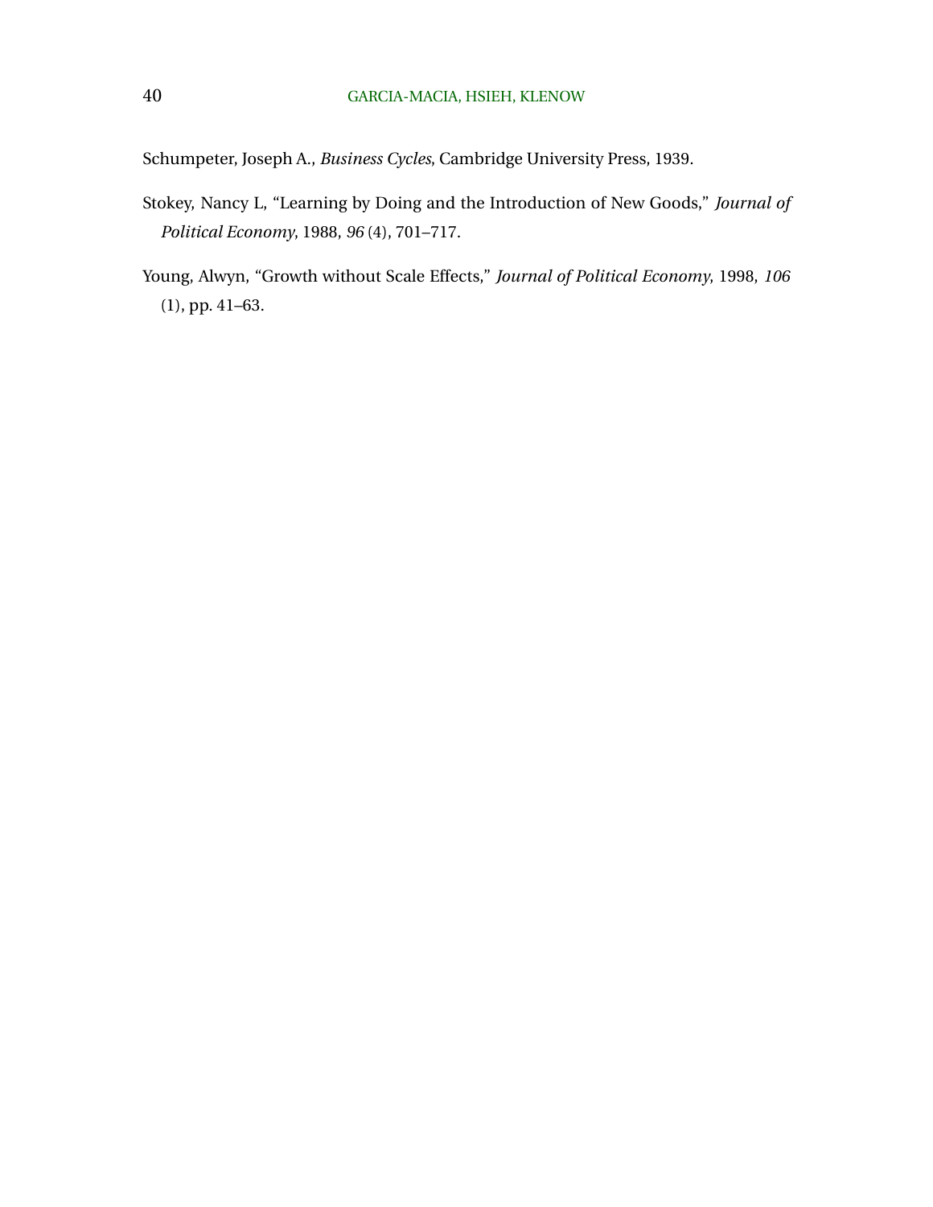Schumpeter, Joseph A., *Business Cycles*, Cambridge University Press, 1939.

Stokey, Nancy L, "Learning by Doing and the Introduction of New Goods," *Journal of Political Economy*, 1988, *96* (4), 701–717.

Young, Alwyn, "Growth without Scale Effects," *Journal of Political Economy*, 1998, *106* (1), pp. 41–63.